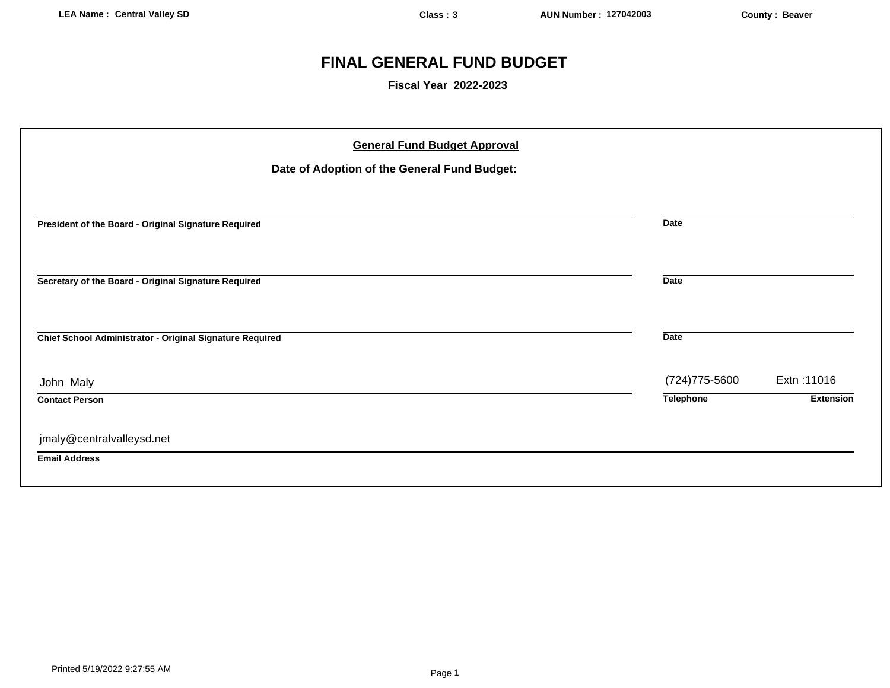LEA Name : Central Valley SD | Class : 3 | AUN Number : 127042003 | County : Beaver

# FINAL GENERAL FUND BUDGET

**Fiscal Year 2022-2023**

## General Fund Budget Approval

**Date of Adoption of the General Fund Budget:**

| | |
|---|---|
| **President of the Board - Original Signature Required** | **Date** |
| **Secretary of the Board - Original Signature Required** | **Date** |
| **Chief School Administrator - Original Signature Required** | **Date** |

| Contact Person | Telephone | Extension |
|---|---|---|
| John Maly | (724)775-5600 | Extn :11016 |

**Email Address**

jmaly@centralvalleysd.net

Printed 5/19/2022 9:27:55 AM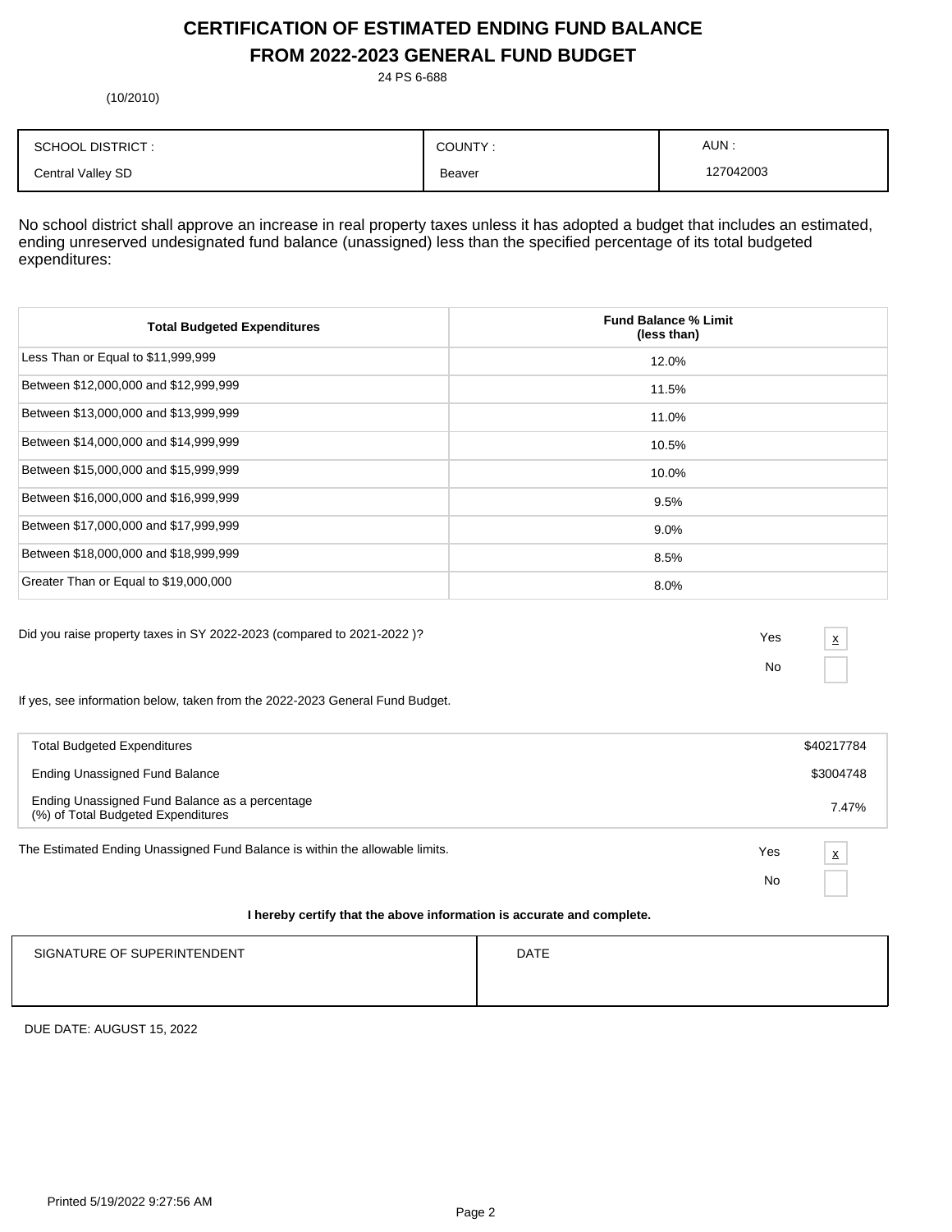# CERTIFICATION OF ESTIMATED ENDING FUND BALANCE FROM 2022-2023 GENERAL FUND BUDGET

24 PS 6-688

(10/2010)

| SCHOOL DISTRICT : | COUNTY : | AUN : |
|---|---|---|
| Central Valley SD | Beaver | 127042003 |

No school district shall approve an increase in real property taxes unless it has adopted a budget that includes an estimated, ending unreserved undesignated fund balance (unassigned) less than the specified percentage of its total budgeted expenditures:

| Total Budgeted Expenditures | Fund Balance % Limit (less than) |
|---|---|
| Less Than or Equal to $11,999,999 | 12.0% |
| Between $12,000,000 and $12,999,999 | 11.5% |
| Between $13,000,000 and $13,999,999 | 11.0% |
| Between $14,000,000 and $14,999,999 | 10.5% |
| Between $15,000,000 and $15,999,999 | 10.0% |
| Between $16,000,000 and $16,999,999 | 9.5% |
| Between $17,000,000 and $17,999,999 | 9.0% |
| Between $18,000,000 and $18,999,999 | 8.5% |
| Greater Than or Equal to $19,000,000 | 8.0% |

Did you raise property taxes in SY 2022-2023 (compared to 2021-2022 )?

Yes [x]
No [ ]

If yes, see information below, taken from the 2022-2023 General Fund Budget.

| | |
|---|---|
| Total Budgeted Expenditures | $40217784 |
| Ending Unassigned Fund Balance | $3004748 |
| Ending Unassigned Fund Balance as a percentage (%) of Total Budgeted Expenditures | 7.47% |

The Estimated Ending Unassigned Fund Balance is within the allowable limits.

Yes [x]
No [ ]

**I hereby certify that the above information is accurate and complete.**

| SIGNATURE OF SUPERINTENDENT | DATE |
|---|---|
| | |

DUE DATE: AUGUST 15, 2022

Printed 5/19/2022 9:27:56 AM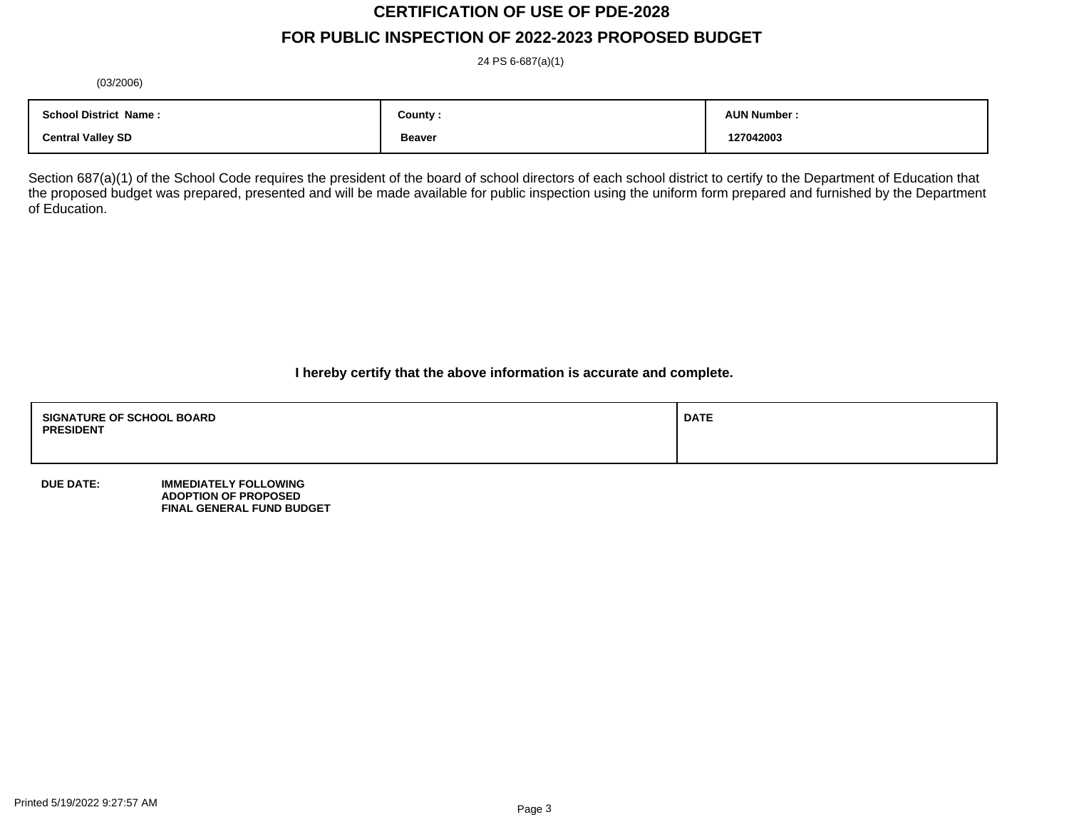# CERTIFICATION OF USE OF PDE-2028

## FOR PUBLIC INSPECTION OF 2022-2023 PROPOSED BUDGET

24 PS 6-687(a)(1)

(03/2006)

| School District Name : | County : | AUN Number : |
|---|---|---|
| Central Valley SD | Beaver | 127042003 |

Section 687(a)(1) of the School Code requires the president of the board of school directors of each school district to certify to the Department of Education that the proposed budget was prepared, presented and will be made available for public inspection using the uniform form prepared and furnished by the Department of Education.

**I hereby certify that the above information is accurate and complete.**

| SIGNATURE OF SCHOOL BOARD PRESIDENT | DATE |
|---|---|
| | |

**DUE DATE:** **IMMEDIATELY FOLLOWING ADOPTION OF PROPOSED FINAL GENERAL FUND BUDGET**

Printed 5/19/2022 9:27:57 AM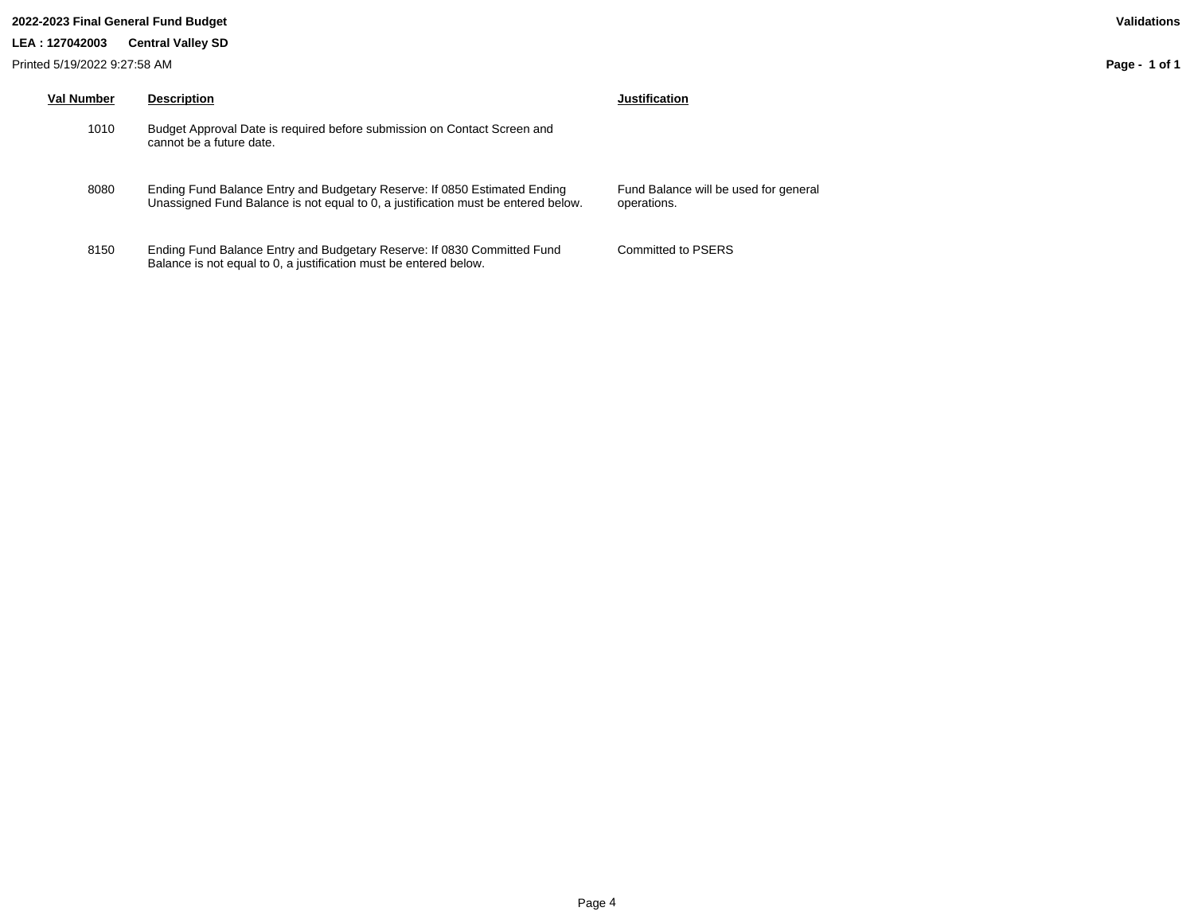**2022-2023 Final General Fund Budget**

**Validations**

**LEA : 127042003 Central Valley SD**

Printed 5/19/2022 9:27:58 AM

| Val Number | Description | Justification |
| --- | --- | --- |
| 1010 | Budget Approval Date is required before submission on Contact Screen and cannot be a future date. | |
| 8080 | Ending Fund Balance Entry and Budgetary Reserve: If 0850 Estimated Ending Unassigned Fund Balance is not equal to 0, a justification must be entered below. | Fund Balance will be used for general operations. |
| 8150 | Ending Fund Balance Entry and Budgetary Reserve: If 0830 Committed Fund Balance is not equal to 0, a justification must be entered below. | Committed to PSERS |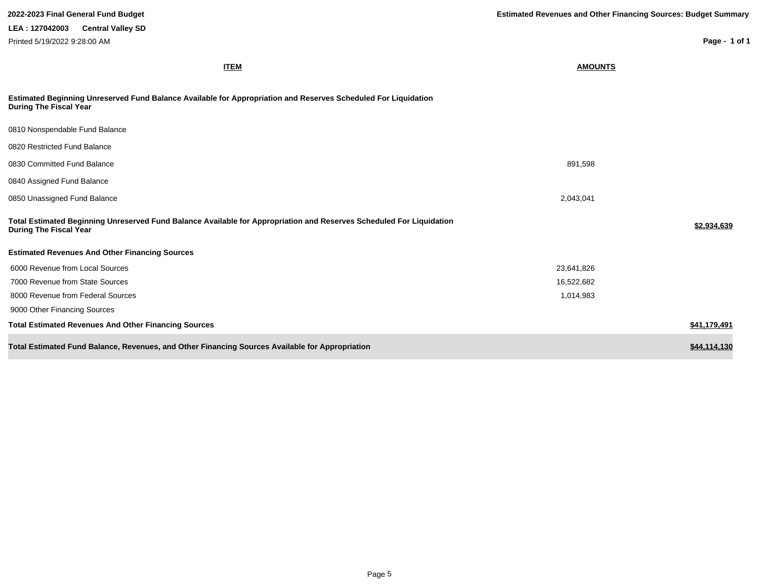**2022-2023 Final General Fund Budget**

**Estimated Revenues and Other Financing Sources: Budget Summary**

**LEA : 127042003 Central Valley SD**

Printed 5/19/2022 9:28:00 AM

| ITEM | AMOUNTS | |
|---|---|---|
| **Estimated Beginning Unreserved Fund Balance Available for Appropriation and Reserves Scheduled For Liquidation During The Fiscal Year** | | |
| 0810 Nonspendable Fund Balance | | |
| 0820 Restricted Fund Balance | | |
| 0830 Committed Fund Balance | 891,598 | |
| 0840 Assigned Fund Balance | | |
| 0850 Unassigned Fund Balance | 2,043,041 | |
| **Total Estimated Beginning Unreserved Fund Balance Available for Appropriation and Reserves Scheduled For Liquidation During The Fiscal Year** | | **$2,934,639** |
| **Estimated Revenues And Other Financing Sources** | | |
| 6000 Revenue from Local Sources | 23,641,826 | |
| 7000 Revenue from State Sources | 16,522,682 | |
| 8000 Revenue from Federal Sources | 1,014,983 | |
| 9000 Other Financing Sources | | |
| **Total Estimated Revenues And Other Financing Sources** | | **$41,179,491** |
| **Total Estimated Fund Balance, Revenues, and Other Financing Sources Available for Appropriation** | | **$44,114,130** |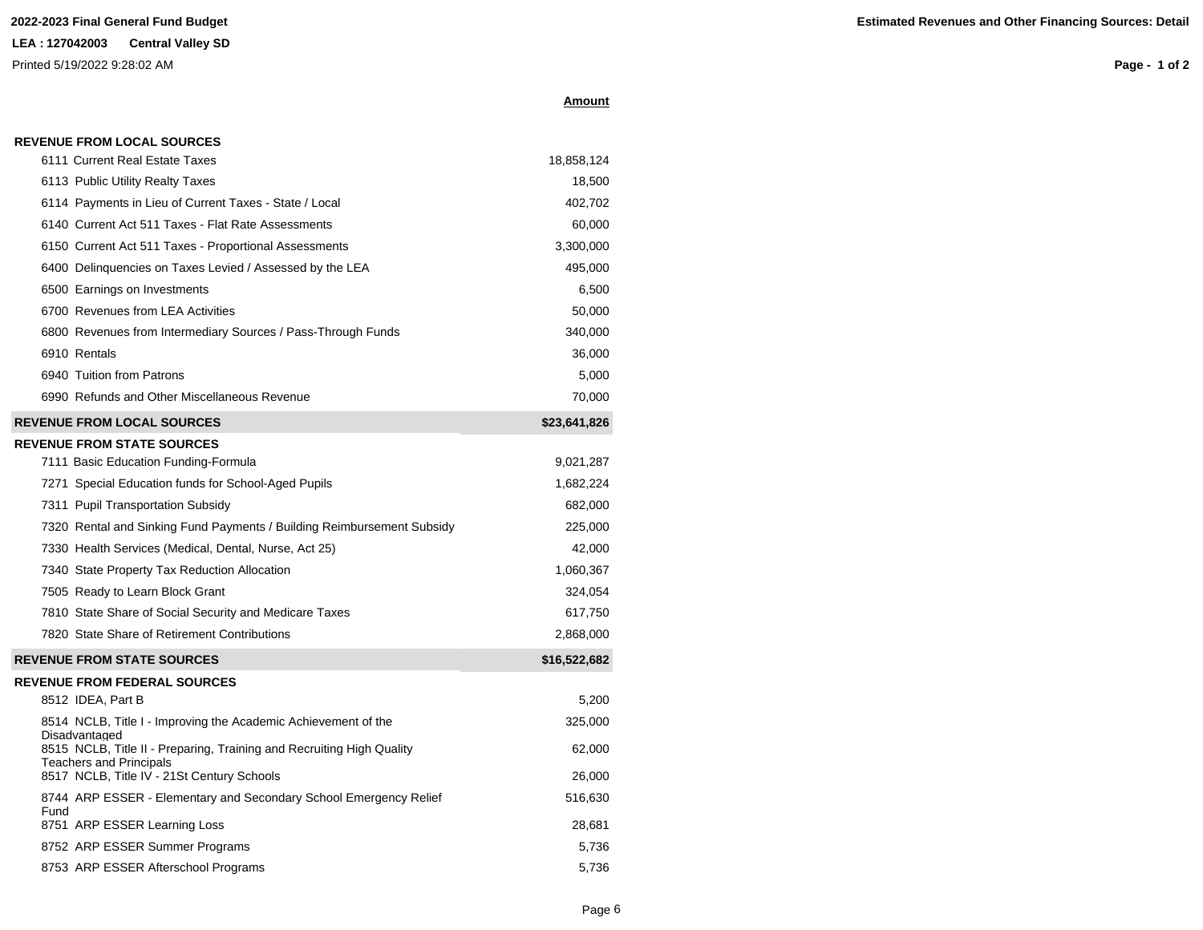**2022-2023 Final General Fund Budget**

**LEA : 127042003 Central Valley SD**

Printed 5/19/2022 9:28:02 AM

**Estimated Revenues and Other Financing Sources: Detail**

| | **Amount** |
|---|---|
| **REVENUE FROM LOCAL SOURCES** | |
| 6111 Current Real Estate Taxes | 18,858,124 |
| 6113 Public Utility Realty Taxes | 18,500 |
| 6114 Payments in Lieu of Current Taxes - State / Local | 402,702 |
| 6140 Current Act 511 Taxes - Flat Rate Assessments | 60,000 |
| 6150 Current Act 511 Taxes - Proportional Assessments | 3,300,000 |
| 6400 Delinquencies on Taxes Levied / Assessed by the LEA | 495,000 |
| 6500 Earnings on Investments | 6,500 |
| 6700 Revenues from LEA Activities | 50,000 |
| 6800 Revenues from Intermediary Sources / Pass-Through Funds | 340,000 |
| 6910 Rentals | 36,000 |
| 6940 Tuition from Patrons | 5,000 |
| 6990 Refunds and Other Miscellaneous Revenue | 70,000 |
| **REVENUE FROM LOCAL SOURCES** | **$23,641,826** |
| **REVENUE FROM STATE SOURCES** | |
| 7111 Basic Education Funding-Formula | 9,021,287 |
| 7271 Special Education funds for School-Aged Pupils | 1,682,224 |
| 7311 Pupil Transportation Subsidy | 682,000 |
| 7320 Rental and Sinking Fund Payments / Building Reimbursement Subsidy | 225,000 |
| 7330 Health Services (Medical, Dental, Nurse, Act 25) | 42,000 |
| 7340 State Property Tax Reduction Allocation | 1,060,367 |
| 7505 Ready to Learn Block Grant | 324,054 |
| 7810 State Share of Social Security and Medicare Taxes | 617,750 |
| 7820 State Share of Retirement Contributions | 2,868,000 |
| **REVENUE FROM STATE SOURCES** | **$16,522,682** |
| **REVENUE FROM FEDERAL SOURCES** | |
| 8512 IDEA, Part B | 5,200 |
| 8514 NCLB, Title I - Improving the Academic Achievement of the Disadvantaged | 325,000 |
| 8515 NCLB, Title II - Preparing, Training and Recruiting High Quality Teachers and Principals | 62,000 |
| 8517 NCLB, Title IV - 21St Century Schools | 26,000 |
| 8744 ARP ESSER - Elementary and Secondary School Emergency Relief Fund | 516,630 |
| 8751 ARP ESSER Learning Loss | 28,681 |
| 8752 ARP ESSER Summer Programs | 5,736 |
| 8753 ARP ESSER Afterschool Programs | 5,736 |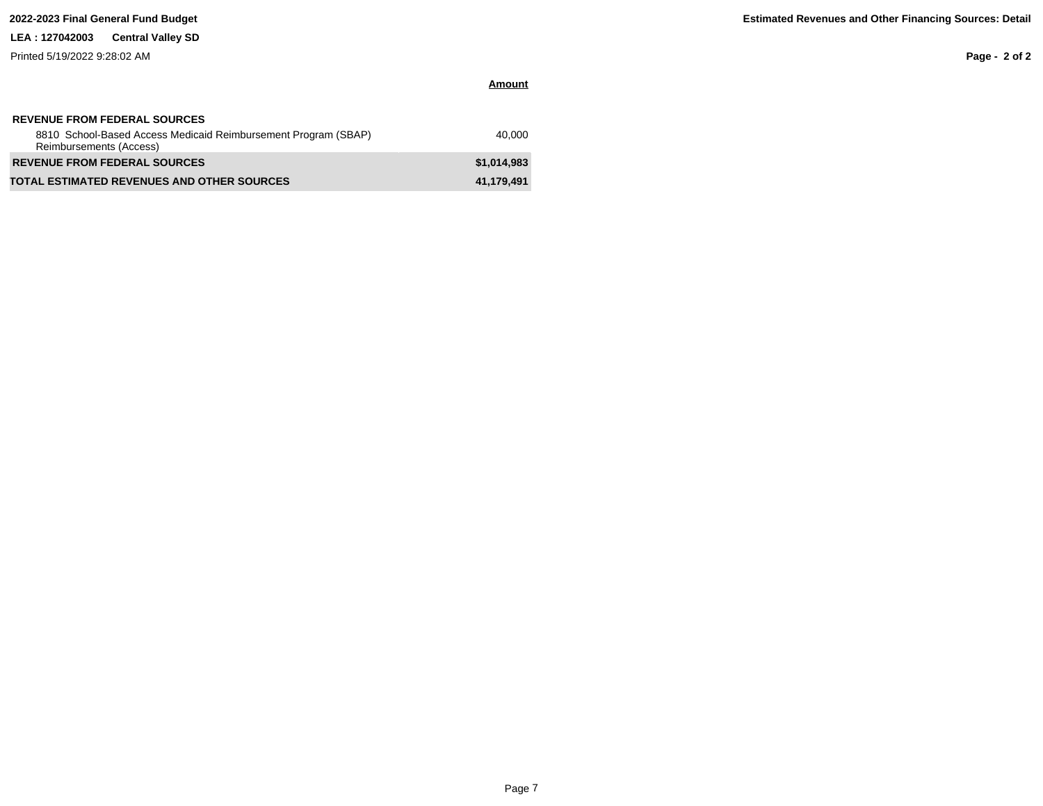**2022-2023 Final General Fund Budget**

**Estimated Revenues and Other Financing Sources: Detail**

**LEA : 127042003 Central Valley SD**

Printed 5/19/2022 9:28:02 AM

| | **Amount** |
|---|---|
| **REVENUE FROM FEDERAL SOURCES** | |
| 8810 School-Based Access Medicaid Reimbursement Program (SBAP) Reimbursements (Access) | 40,000 |
| **REVENUE FROM FEDERAL SOURCES** | **$1,014,983** |
| **TOTAL ESTIMATED REVENUES AND OTHER SOURCES** | **41,179,491** |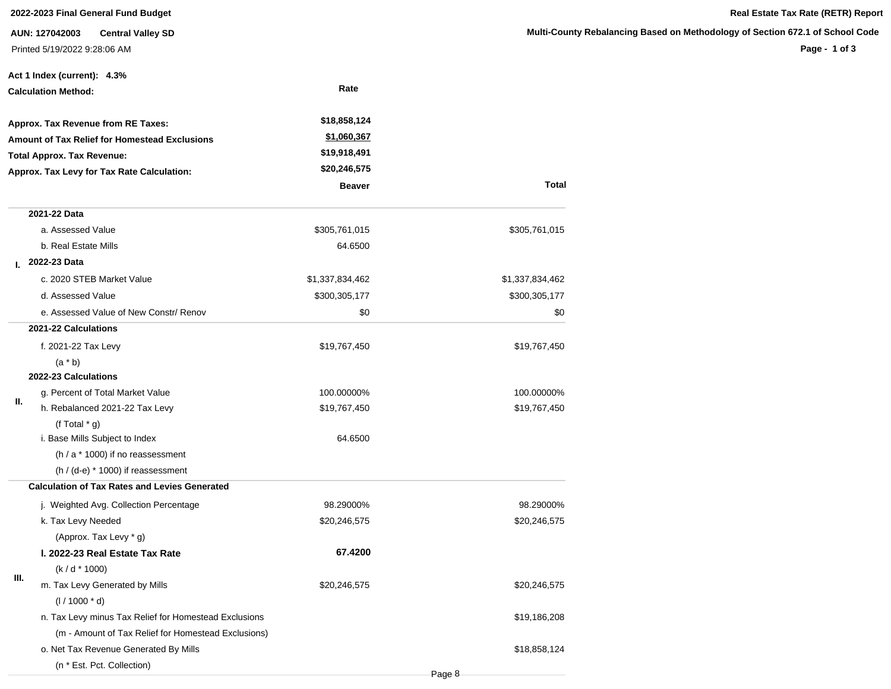**2022-2023 Final General Fund Budget**

**AUN: 127042003 Central Valley SD**

Printed 5/19/2022 9:28:06 AM

**Real Estate Tax Rate (RETR) Report**

**Multi-County Rebalancing Based on Methodology of Section 672.1 of School Code**

**Act 1 Index (current): 4.3%**

**Calculation Method:** Rate

| | |
|---|---|
| **Approx. Tax Revenue from RE Taxes:** | **$18,858,124** |
| **Amount of Tax Relief for Homestead Exclusions** | **$1,060,367** |
| **Total Approx. Tax Revenue:** | **$19,918,491** |
| **Approx. Tax Levy for Tax Rate Calculation:** | **$20,246,575** |

| | | **Beaver** | **Total** |
|---|---|---|---|
| **I.** | **2021-22 Data** | | |
| | a. Assessed Value | $305,761,015 | $305,761,015 |
| | b. Real Estate Mills | 64.6500 | |
| | **2022-23 Data** | | |
| | c. 2020 STEB Market Value | $1,337,834,462 | $1,337,834,462 |
| | d. Assessed Value | $300,305,177 | $300,305,177 |
| | e. Assessed Value of New Constr/ Renov | $0 | $0 |
| **II.** | **2021-22 Calculations** | | |
| | f. 2021-22 Tax Levy (a * b) | $19,767,450 | $19,767,450 |
| | **2022-23 Calculations** | | |
| | g. Percent of Total Market Value | 100.00000% | 100.00000% |
| | h. Rebalanced 2021-22 Tax Levy (f Total * g) | $19,767,450 | $19,767,450 |
| | i. Base Mills Subject to Index (h / a * 1000) if no reassessment (h / (d-e) * 1000) if reassessment | 64.6500 | |
| **III.** | **Calculation of Tax Rates and Levies Generated** | | |
| | j. Weighted Avg. Collection Percentage | 98.29000% | 98.29000% |
| | k. Tax Levy Needed (Approx. Tax Levy * g) | $20,246,575 | $20,246,575 |
| | **l. 2022-23 Real Estate Tax Rate** (k / d * 1000) | **67.4200** | |
| | m. Tax Levy Generated by Mills (l / 1000 * d) | $20,246,575 | $20,246,575 |
| | n. Tax Levy minus Tax Relief for Homestead Exclusions (m - Amount of Tax Relief for Homestead Exclusions) | | $19,186,208 |
| | o. Net Tax Revenue Generated By Mills (n * Est. Pct. Collection) | | $18,858,124 |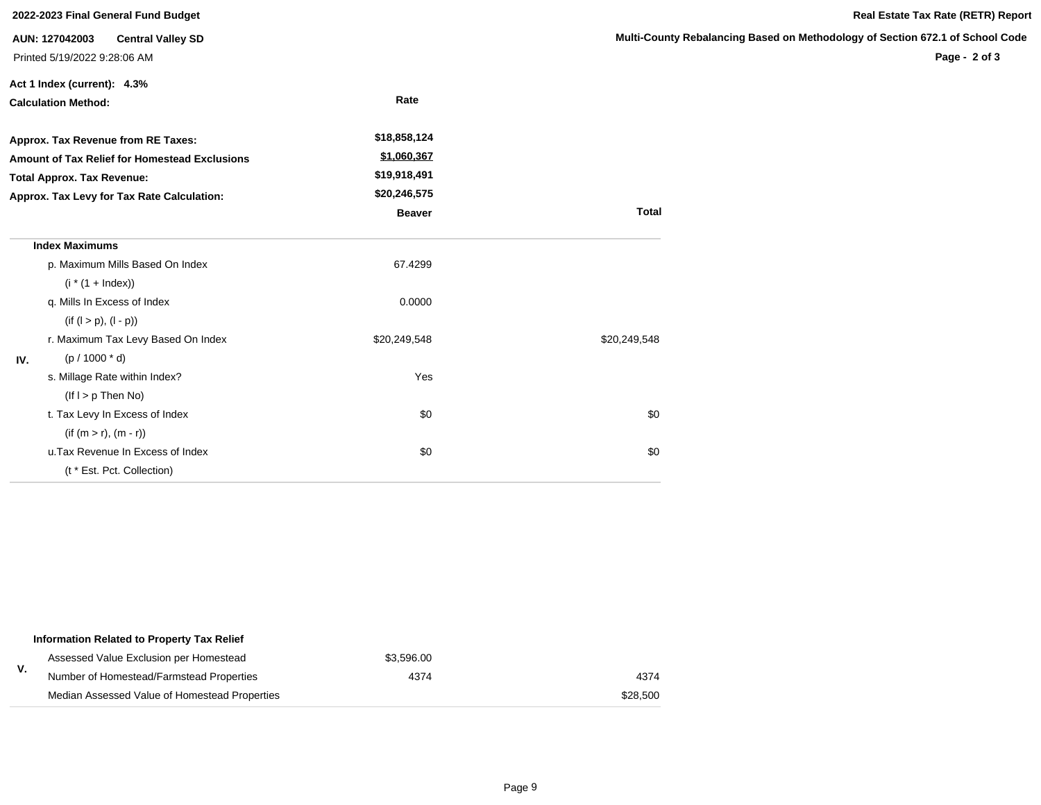**2022-2023 Final General Fund Budget**

**AUN: 127042003 Central Valley SD**

Printed 5/19/2022 9:28:06 AM

**Real Estate Tax Rate (RETR) Report**

**Multi-County Rebalancing Based on Methodology of Section 672.1 of School Code**

**Act 1 Index (current): 4.3%**

| **Calculation Method:** | **Rate** |
|---|---|
| **Approx. Tax Revenue from RE Taxes:** | **$18,858,124** |
| **Amount of Tax Relief for Homestead Exclusions** | **$1,060,367** |
| **Total Approx. Tax Revenue:** | **$19,918,491** |
| **Approx. Tax Levy for Tax Rate Calculation:** | **$20,246,575** |

| | | **Beaver** | **Total** |
|---|---|---|---|
| | **Index Maximums** | | |
| IV. | p. Maximum Mills Based On Index (i * (1 + Index)) | 67.4299 | |
| | q. Mills In Excess of Index (if (l > p), (l - p)) | 0.0000 | |
| | r. Maximum Tax Levy Based On Index (p / 1000 * d) | $20,249,548 | $20,249,548 |
| | s. Millage Rate within Index? (If l > p Then No) | Yes | |
| | t. Tax Levy In Excess of Index (if (m > r), (m - r)) | $0 | $0 |
| | u. Tax Revenue In Excess of Index (t * Est. Pct. Collection) | $0 | $0 |

| | | **Beaver** | **Total** |
|---|---|---|---|
| | **Information Related to Property Tax Relief** | | |
| V. | Assessed Value Exclusion per Homestead | $3,596.00 | |
| | Number of Homestead/Farmstead Properties | 4374 | 4374 |
| | Median Assessed Value of Homestead Properties | | $28,500 |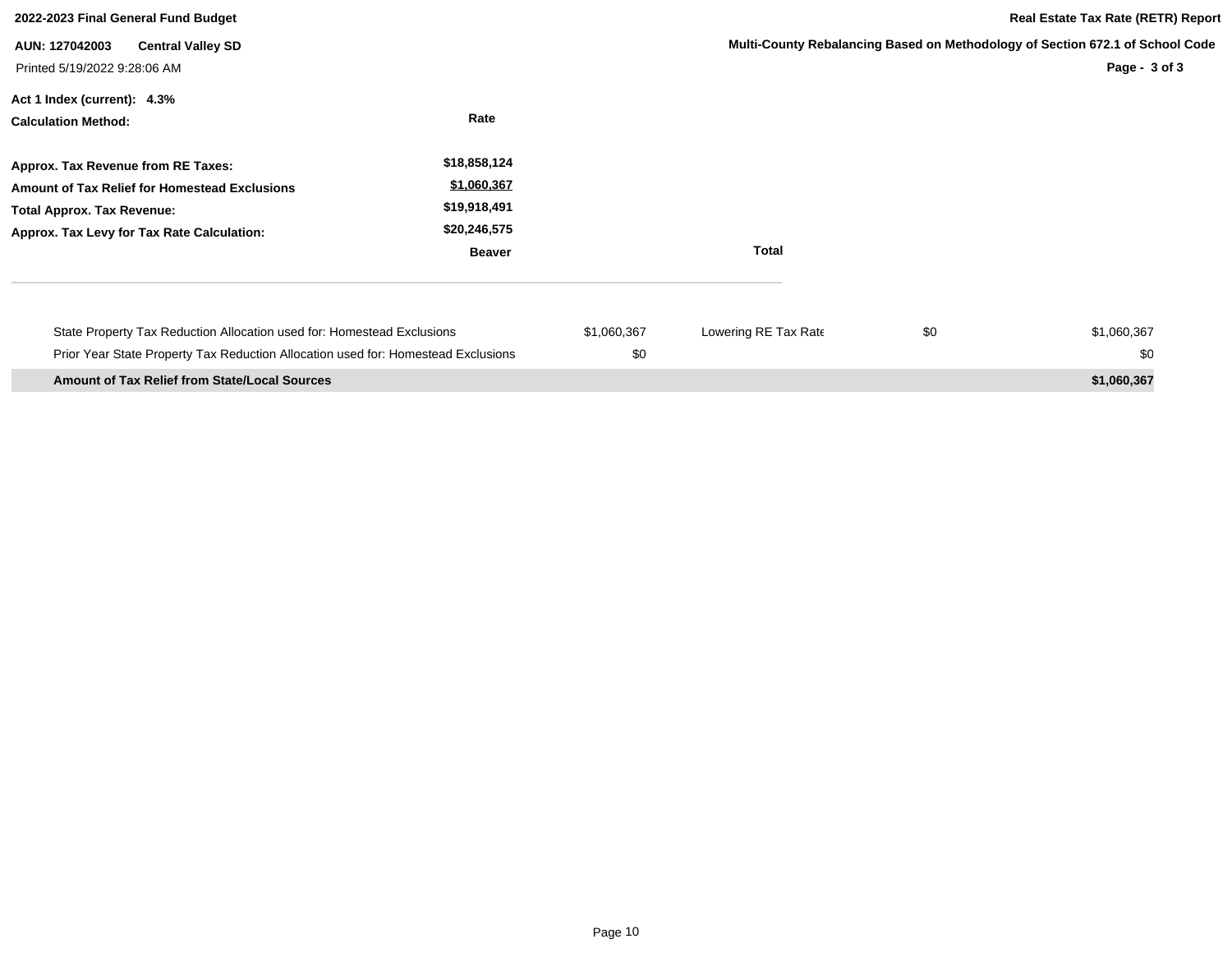**2022-2023 Final General Fund Budget**

**Real Estate Tax Rate (RETR) Report**

**AUN: 127042003 Central Valley SD**

**Multi-County Rebalancing Based on Methodology of Section 672.1 of School Code**

Printed 5/19/2022 9:28:06 AM

**Act 1 Index (current): 4.3%**

| **Calculation Method:** | **Rate** | |
|---|---|---|
| **Approx. Tax Revenue from RE Taxes:** | **$18,858,124** | |
| **Amount of Tax Relief for Homestead Exclusions** | **$1,060,367** | |
| **Total Approx. Tax Revenue:** | **$19,918,491** | |
| **Approx. Tax Levy for Tax Rate Calculation:** | **$20,246,575** | |
| | **Beaver** | **Total** |

| | | | | |
|---|---|---|---|---|
| State Property Tax Reduction Allocation used for: Homestead Exclusions | $1,060,367 | Lowering RE Tax Rate | $0 | $1,060,367 |
| Prior Year State Property Tax Reduction Allocation used for: Homestead Exclusions | $0 | | | $0 |
| **Amount of Tax Relief from State/Local Sources** | | | | **$1,060,367** |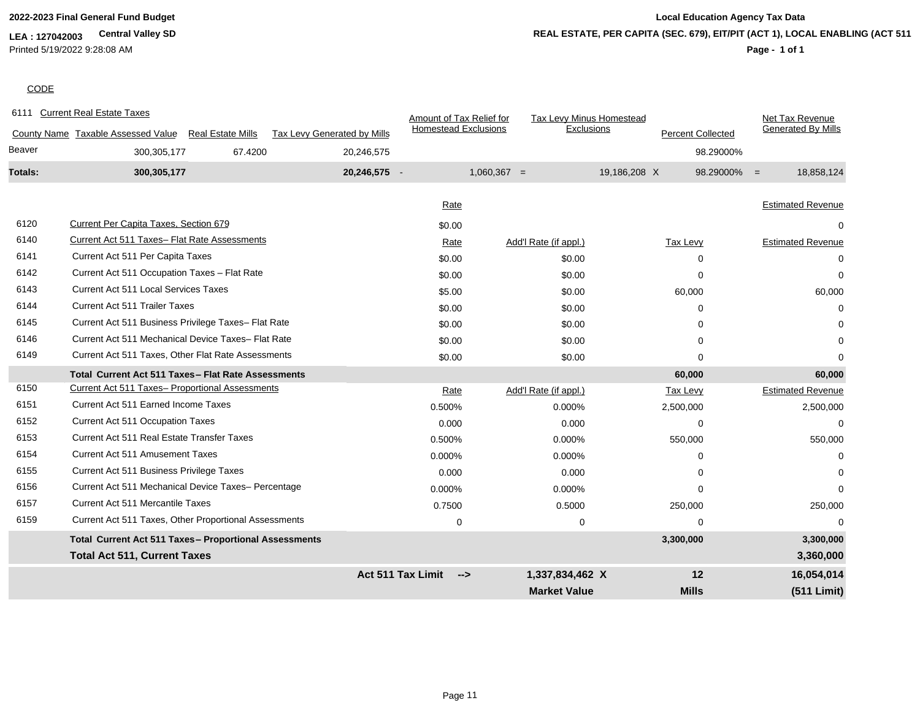**2022-2023 Final General Fund Budget**

**LEA : 127042003** **Central Valley SD**

Printed 5/19/2022 9:28:08 AM

**Local Education Agency Tax Data**

**REAL ESTATE, PER CAPITA (SEC. 679), EIT/PIT (ACT 1), LOCAL ENABLING (ACT 511**

CODE

6111 Current Real Estate Taxes

| County Name | Taxable Assessed Value | Real Estate Mills | Tax Levy Generated by Mills | | Amount of Tax Relief for Homestead Exclusions | | Tax Levy Minus Homestead Exclusions | | Percent Collected | | Net Tax Revenue Generated By Mills |
|---|---|---|---|---|---|---|---|---|---|---|---|
| Beaver | 300,305,177 | 67.4200 | 20,246,575 | | | | | | 98.29000% | | |
| **Totals:** | **300,305,177** | | **20,246,575** | - | 1,060,367 | = | 19,186,208 | X | 98.29000% | = | 18,858,124 |

| Code | Description | Rate | Add'l Rate (if appl.) | Tax Levy | Estimated Revenue |
|---|---|---|---|---|---|
| 6120 | Current Per Capita Taxes, Section 679 | $0.00 | | | 0 |
| 6140 | Current Act 511 Taxes– Flat Rate Assessments | Rate | Add'l Rate (if appl.) | Tax Levy | Estimated Revenue |
| 6141 | Current Act 511 Per Capita Taxes | $0.00 | $0.00 | 0 | 0 |
| 6142 | Current Act 511 Occupation Taxes – Flat Rate | $0.00 | $0.00 | 0 | 0 |
| 6143 | Current Act 511 Local Services Taxes | $5.00 | $0.00 | 60,000 | 60,000 |
| 6144 | Current Act 511 Trailer Taxes | $0.00 | $0.00 | 0 | 0 |
| 6145 | Current Act 511 Business Privilege Taxes– Flat Rate | $0.00 | $0.00 | 0 | 0 |
| 6146 | Current Act 511 Mechanical Device Taxes– Flat Rate | $0.00 | $0.00 | 0 | 0 |
| 6149 | Current Act 511 Taxes, Other Flat Rate Assessments | $0.00 | $0.00 | 0 | 0 |
| | **Total Current Act 511 Taxes– Flat Rate Assessments** | | | **60,000** | **60,000** |
| 6150 | Current Act 511 Taxes– Proportional Assessments | Rate | Add'l Rate (if appl.) | Tax Levy | Estimated Revenue |
| 6151 | Current Act 511 Earned Income Taxes | 0.500% | 0.000% | 2,500,000 | 2,500,000 |
| 6152 | Current Act 511 Occupation Taxes | 0.000 | 0.000 | 0 | 0 |
| 6153 | Current Act 511 Real Estate Transfer Taxes | 0.500% | 0.000% | 550,000 | 550,000 |
| 6154 | Current Act 511 Amusement Taxes | 0.000% | 0.000% | 0 | 0 |
| 6155 | Current Act 511 Business Privilege Taxes | 0.000 | 0.000 | 0 | 0 |
| 6156 | Current Act 511 Mechanical Device Taxes– Percentage | 0.000% | 0.000% | 0 | 0 |
| 6157 | Current Act 511 Mercantile Taxes | 0.7500 | 0.5000 | 250,000 | 250,000 |
| 6159 | Current Act 511 Taxes, Other Proportional Assessments | 0 | 0 | 0 | 0 |
| | **Total Current Act 511 Taxes– Proportional Assessments** | | | **3,300,000** | **3,300,000** |
| | **Total Act 511, Current Taxes** | | | | **3,360,000** |
| | | **Act 511 Tax Limit -->** | **1,337,834,462 X** | **12** | **16,054,014** |
| | | | **Market Value** | **Mills** | **(511 Limit)** |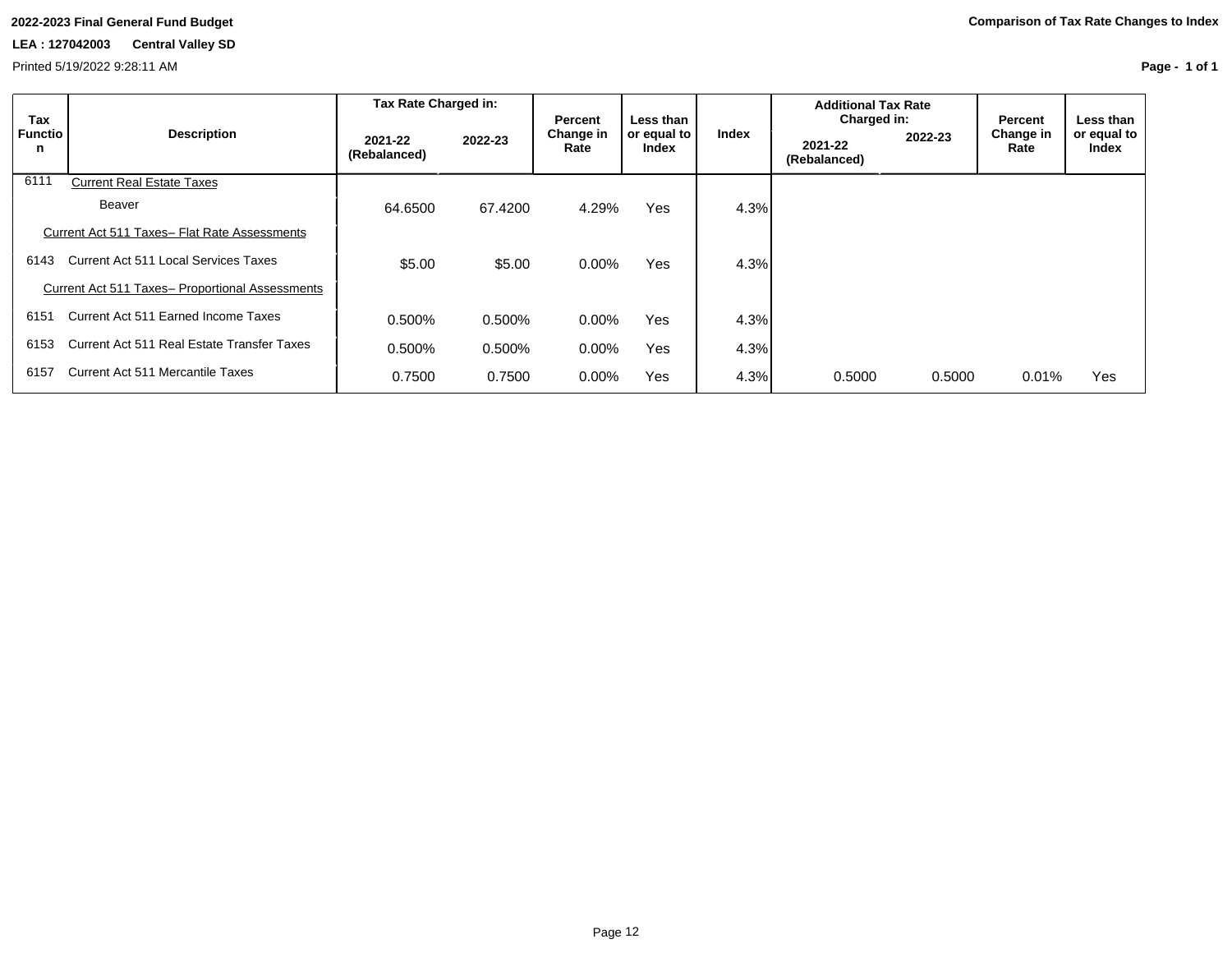**2022-2023 Final General Fund Budget**

**LEA : 127042003 Central Valley SD**

Printed 5/19/2022 9:28:11 AM

**Comparison of Tax Rate Changes to Index**

| Tax Function | Description | Tax Rate Charged in: | | Percent Change in Rate | Less than or equal to Index | Index | Additional Tax Rate Charged in: | | Percent Change in Rate | Less than or equal to Index |
|---|---|---|---|---|---|---|---|---|---|---|
| | | 2021-22 (Rebalanced) | 2022-23 | | | | 2021-22 (Rebalanced) | 2022-23 | | |
| 6111 | Current Real Estate Taxes | | | | | | | | | |
| | Beaver | 64.6500 | 67.4200 | 4.29% | Yes | 4.3% | | | | |
| | Current Act 511 Taxes– Flat Rate Assessments | | | | | | | | | |
| 6143 | Current Act 511 Local Services Taxes | $5.00 | $5.00 | 0.00% | Yes | 4.3% | | | | |
| | Current Act 511 Taxes– Proportional Assessments | | | | | | | | | |
| 6151 | Current Act 511 Earned Income Taxes | 0.500% | 0.500% | 0.00% | Yes | 4.3% | | | | |
| 6153 | Current Act 511 Real Estate Transfer Taxes | 0.500% | 0.500% | 0.00% | Yes | 4.3% | | | | |
| 6157 | Current Act 511 Mercantile Taxes | 0.7500 | 0.7500 | 0.00% | Yes | 4.3% | 0.5000 | 0.5000 | 0.01% | Yes |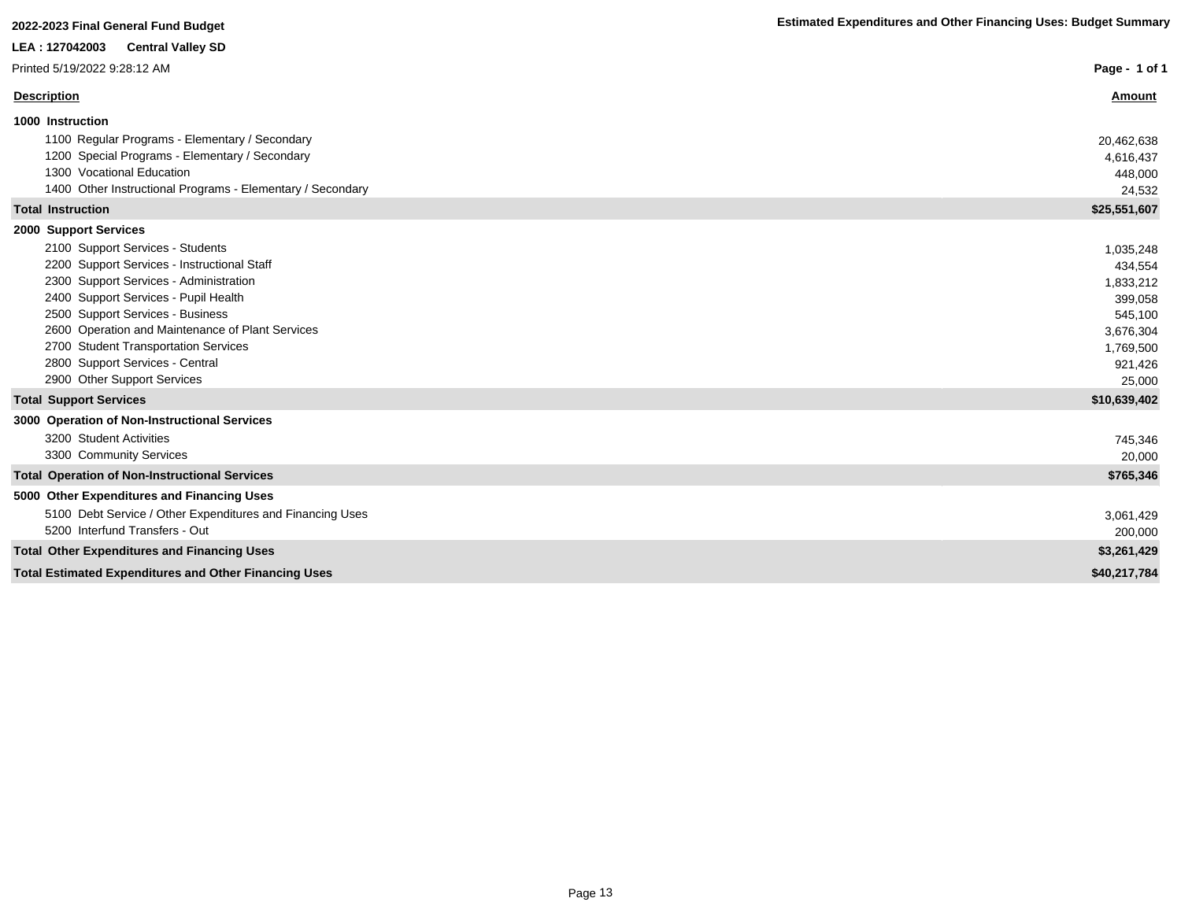**2022-2023 Final General Fund Budget**

**Estimated Expenditures and Other Financing Uses: Budget Summary**

**LEA : 127042003 Central Valley SD**

Printed 5/19/2022 9:28:12 AM

| Description | Amount |
|---|---|
| **1000 Instruction** | |
| 1100 Regular Programs - Elementary / Secondary | 20,462,638 |
| 1200 Special Programs - Elementary / Secondary | 4,616,437 |
| 1300 Vocational Education | 448,000 |
| 1400 Other Instructional Programs - Elementary / Secondary | 24,532 |
| **Total Instruction** | **$25,551,607** |
| **2000 Support Services** | |
| 2100 Support Services - Students | 1,035,248 |
| 2200 Support Services - Instructional Staff | 434,554 |
| 2300 Support Services - Administration | 1,833,212 |
| 2400 Support Services - Pupil Health | 399,058 |
| 2500 Support Services - Business | 545,100 |
| 2600 Operation and Maintenance of Plant Services | 3,676,304 |
| 2700 Student Transportation Services | 1,769,500 |
| 2800 Support Services - Central | 921,426 |
| 2900 Other Support Services | 25,000 |
| **Total Support Services** | **$10,639,402** |
| **3000 Operation of Non-Instructional Services** | |
| 3200 Student Activities | 745,346 |
| 3300 Community Services | 20,000 |
| **Total Operation of Non-Instructional Services** | **$765,346** |
| **5000 Other Expenditures and Financing Uses** | |
| 5100 Debt Service / Other Expenditures and Financing Uses | 3,061,429 |
| 5200 Interfund Transfers - Out | 200,000 |
| **Total Other Expenditures and Financing Uses** | **$3,261,429** |
| **Total Estimated Expenditures and Other Financing Uses** | **$40,217,784** |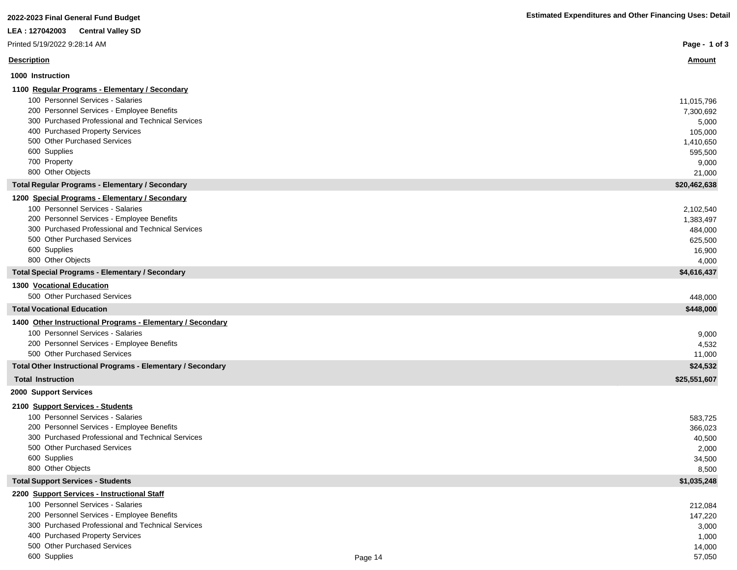**2022-2023 Final General Fund Budget**

**Estimated Expenditures and Other Financing Uses: Detail**

**LEA : 127042003 Central Valley SD**

Printed 5/19/2022 9:28:14 AM

| Description | Amount |
|---|---|
| **1000 Instruction** | |
| **1100 Regular Programs - Elementary / Secondary** | |
| 100 Personnel Services - Salaries | 11,015,796 |
| 200 Personnel Services - Employee Benefits | 7,300,692 |
| 300 Purchased Professional and Technical Services | 5,000 |
| 400 Purchased Property Services | 105,000 |
| 500 Other Purchased Services | 1,410,650 |
| 600 Supplies | 595,500 |
| 700 Property | 9,000 |
| 800 Other Objects | 21,000 |
| **Total Regular Programs - Elementary / Secondary** | **$20,462,638** |
| **1200 Special Programs - Elementary / Secondary** | |
| 100 Personnel Services - Salaries | 2,102,540 |
| 200 Personnel Services - Employee Benefits | 1,383,497 |
| 300 Purchased Professional and Technical Services | 484,000 |
| 500 Other Purchased Services | 625,500 |
| 600 Supplies | 16,900 |
| 800 Other Objects | 4,000 |
| **Total Special Programs - Elementary / Secondary** | **$4,616,437** |
| **1300 Vocational Education** | |
| 500 Other Purchased Services | 448,000 |
| **Total Vocational Education** | **$448,000** |
| **1400 Other Instructional Programs - Elementary / Secondary** | |
| 100 Personnel Services - Salaries | 9,000 |
| 200 Personnel Services - Employee Benefits | 4,532 |
| 500 Other Purchased Services | 11,000 |
| **Total Other Instructional Programs - Elementary / Secondary** | **$24,532** |
| **Total Instruction** | **$25,551,607** |
| **2000 Support Services** | |
| **2100 Support Services - Students** | |
| 100 Personnel Services - Salaries | 583,725 |
| 200 Personnel Services - Employee Benefits | 366,023 |
| 300 Purchased Professional and Technical Services | 40,500 |
| 500 Other Purchased Services | 2,000 |
| 600 Supplies | 34,500 |
| 800 Other Objects | 8,500 |
| **Total Support Services - Students** | **$1,035,248** |
| **2200 Support Services - Instructional Staff** | |
| 100 Personnel Services - Salaries | 212,084 |
| 200 Personnel Services - Employee Benefits | 147,220 |
| 300 Purchased Professional and Technical Services | 3,000 |
| 400 Purchased Property Services | 1,000 |
| 500 Other Purchased Services | 14,000 |
| 600 Supplies | 57,050 |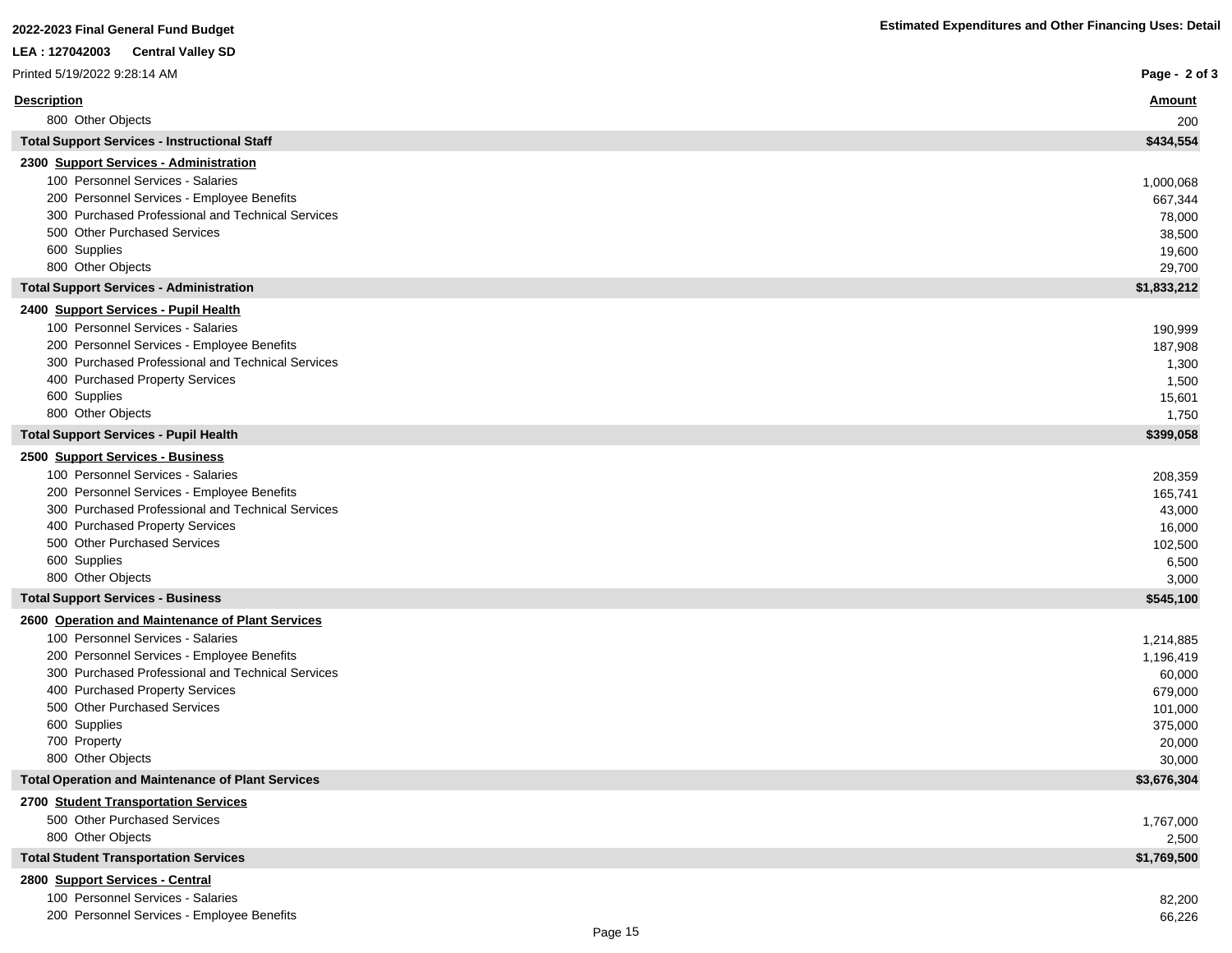**2022-2023 Final General Fund Budget**

**LEA : 127042003 Central Valley SD**

Printed 5/19/2022 9:28:14 AM

**Estimated Expenditures and Other Financing Uses: Detail**

| Description | Amount |
|---|---|
| 800 Other Objects | 200 |
| **Total Support Services - Instructional Staff** | **$434,554** |
| **2300 Support Services - Administration** | |
| 100 Personnel Services - Salaries | 1,000,068 |
| 200 Personnel Services - Employee Benefits | 667,344 |
| 300 Purchased Professional and Technical Services | 78,000 |
| 500 Other Purchased Services | 38,500 |
| 600 Supplies | 19,600 |
| 800 Other Objects | 29,700 |
| **Total Support Services - Administration** | **$1,833,212** |
| **2400 Support Services - Pupil Health** | |
| 100 Personnel Services - Salaries | 190,999 |
| 200 Personnel Services - Employee Benefits | 187,908 |
| 300 Purchased Professional and Technical Services | 1,300 |
| 400 Purchased Property Services | 1,500 |
| 600 Supplies | 15,601 |
| 800 Other Objects | 1,750 |
| **Total Support Services - Pupil Health** | **$399,058** |
| **2500 Support Services - Business** | |
| 100 Personnel Services - Salaries | 208,359 |
| 200 Personnel Services - Employee Benefits | 165,741 |
| 300 Purchased Professional and Technical Services | 43,000 |
| 400 Purchased Property Services | 16,000 |
| 500 Other Purchased Services | 102,500 |
| 600 Supplies | 6,500 |
| 800 Other Objects | 3,000 |
| **Total Support Services - Business** | **$545,100** |
| **2600 Operation and Maintenance of Plant Services** | |
| 100 Personnel Services - Salaries | 1,214,885 |
| 200 Personnel Services - Employee Benefits | 1,196,419 |
| 300 Purchased Professional and Technical Services | 60,000 |
| 400 Purchased Property Services | 679,000 |
| 500 Other Purchased Services | 101,000 |
| 600 Supplies | 375,000 |
| 700 Property | 20,000 |
| 800 Other Objects | 30,000 |
| **Total Operation and Maintenance of Plant Services** | **$3,676,304** |
| **2700 Student Transportation Services** | |
| 500 Other Purchased Services | 1,767,000 |
| 800 Other Objects | 2,500 |
| **Total Student Transportation Services** | **$1,769,500** |
| **2800 Support Services - Central** | |
| 100 Personnel Services - Salaries | 82,200 |
| 200 Personnel Services - Employee Benefits | 66,226 |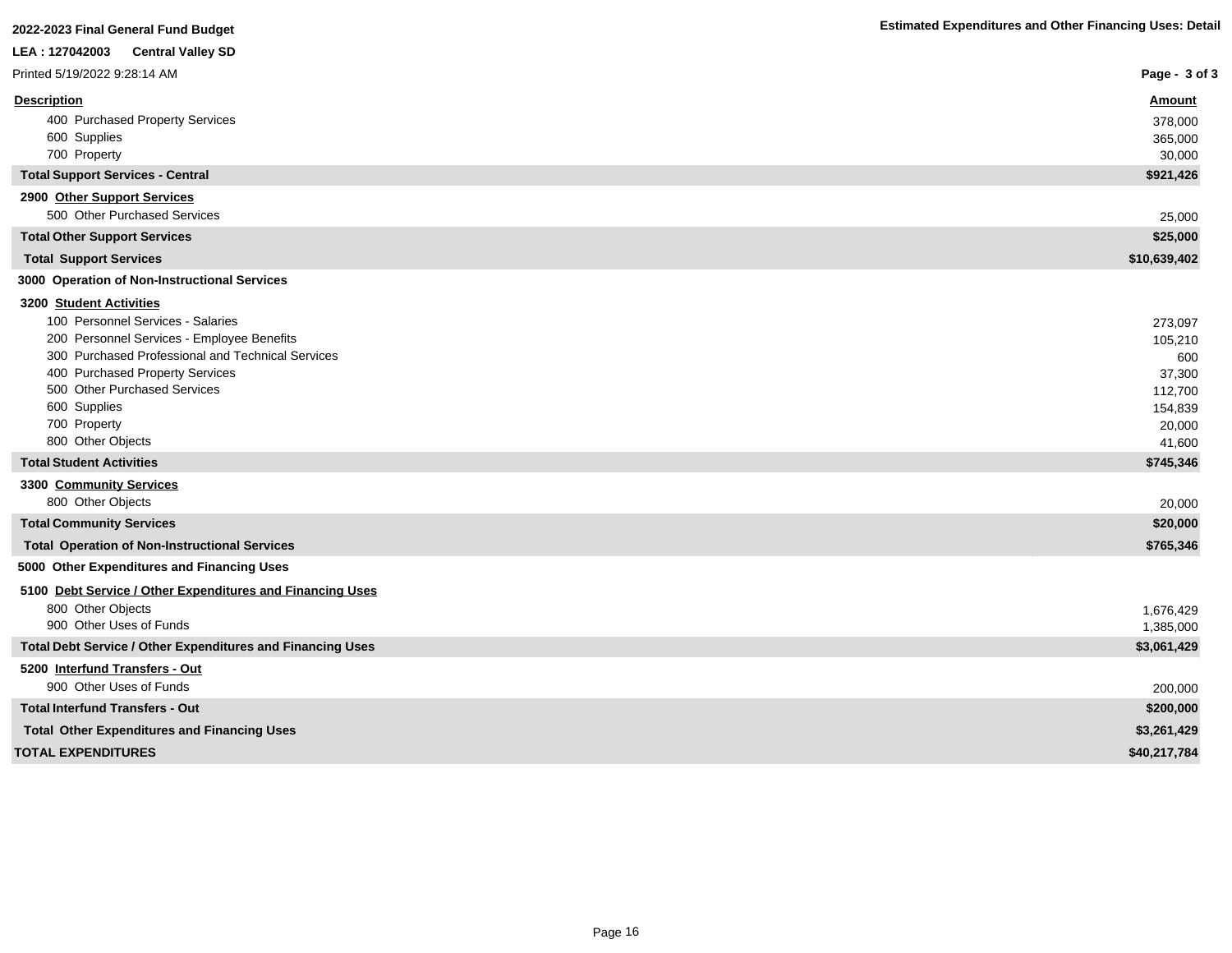**2022-2023 Final General Fund Budget**

**Estimated Expenditures and Other Financing Uses: Detail**

**LEA : 127042003 Central Valley SD**

Printed 5/19/2022 9:28:14 AM

| Description | Amount |
|---|---|
| 400 Purchased Property Services | 378,000 |
| 600 Supplies | 365,000 |
| 700 Property | 30,000 |
| **Total Support Services - Central** | **$921,426** |
| **2900 Other Support Services** | |
| 500 Other Purchased Services | 25,000 |
| **Total Other Support Services** | **$25,000** |
| **Total Support Services** | **$10,639,402** |
| **3000 Operation of Non-Instructional Services** | |
| **3200 Student Activities** | |
| 100 Personnel Services - Salaries | 273,097 |
| 200 Personnel Services - Employee Benefits | 105,210 |
| 300 Purchased Professional and Technical Services | 600 |
| 400 Purchased Property Services | 37,300 |
| 500 Other Purchased Services | 112,700 |
| 600 Supplies | 154,839 |
| 700 Property | 20,000 |
| 800 Other Objects | 41,600 |
| **Total Student Activities** | **$745,346** |
| **3300 Community Services** | |
| 800 Other Objects | 20,000 |
| **Total Community Services** | **$20,000** |
| **Total Operation of Non-Instructional Services** | **$765,346** |
| **5000 Other Expenditures and Financing Uses** | |
| **5100 Debt Service / Other Expenditures and Financing Uses** | |
| 800 Other Objects | 1,676,429 |
| 900 Other Uses of Funds | 1,385,000 |
| **Total Debt Service / Other Expenditures and Financing Uses** | **$3,061,429** |
| **5200 Interfund Transfers - Out** | |
| 900 Other Uses of Funds | 200,000 |
| **Total Interfund Transfers - Out** | **$200,000** |
| **Total Other Expenditures and Financing Uses** | **$3,261,429** |
| **TOTAL EXPENDITURES** | **$40,217,784** |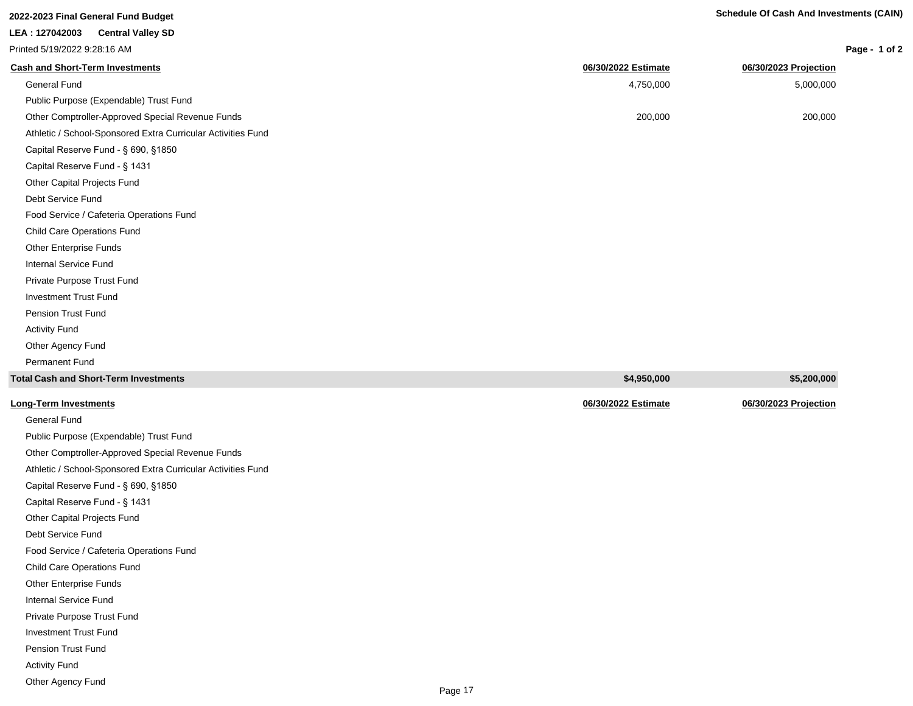**2022-2023 Final General Fund Budget**

**Schedule Of Cash And Investments (CAIN)**

**LEA : 127042003 Central Valley SD**

Printed 5/19/2022 9:28:16 AM

| **Cash and Short-Term Investments** | **06/30/2022 Estimate** | **06/30/2023 Projection** |
|---|---|---|
| General Fund | 4,750,000 | 5,000,000 |
| Public Purpose (Expendable) Trust Fund | | |
| Other Comptroller-Approved Special Revenue Funds | 200,000 | 200,000 |
| Athletic / School-Sponsored Extra Curricular Activities Fund | | |
| Capital Reserve Fund - § 690, §1850 | | |
| Capital Reserve Fund - § 1431 | | |
| Other Capital Projects Fund | | |
| Debt Service Fund | | |
| Food Service / Cafeteria Operations Fund | | |
| Child Care Operations Fund | | |
| Other Enterprise Funds | | |
| Internal Service Fund | | |
| Private Purpose Trust Fund | | |
| Investment Trust Fund | | |
| Pension Trust Fund | | |
| Activity Fund | | |
| Other Agency Fund | | |
| Permanent Fund | | |
| **Total Cash and Short-Term Investments** | **$4,950,000** | **$5,200,000** |

| **Long-Term Investments** | **06/30/2022 Estimate** | **06/30/2023 Projection** |
|---|---|---|
| General Fund | | |
| Public Purpose (Expendable) Trust Fund | | |
| Other Comptroller-Approved Special Revenue Funds | | |
| Athletic / School-Sponsored Extra Curricular Activities Fund | | |
| Capital Reserve Fund - § 690, §1850 | | |
| Capital Reserve Fund - § 1431 | | |
| Other Capital Projects Fund | | |
| Debt Service Fund | | |
| Food Service / Cafeteria Operations Fund | | |
| Child Care Operations Fund | | |
| Other Enterprise Funds | | |
| Internal Service Fund | | |
| Private Purpose Trust Fund | | |
| Investment Trust Fund | | |
| Pension Trust Fund | | |
| Activity Fund | | |
| Other Agency Fund | | |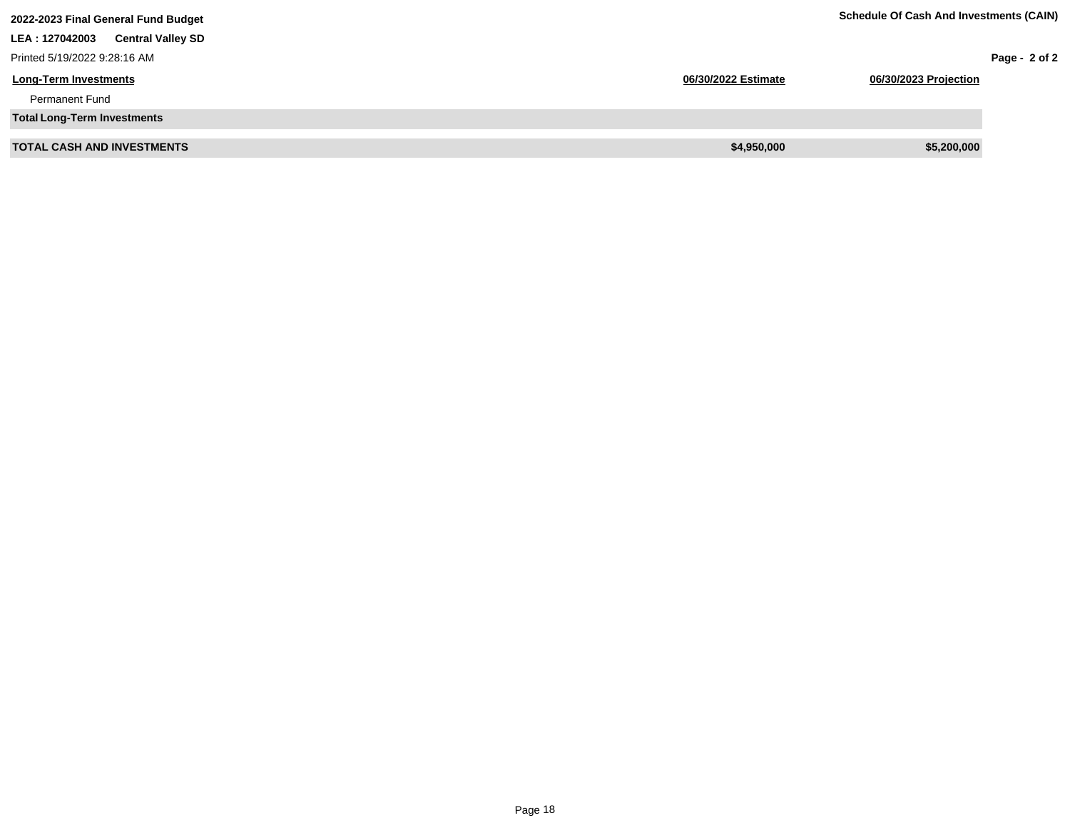**2022-2023 Final General Fund Budget**

**Schedule Of Cash And Investments (CAIN)**

**LEA : 127042003 Central Valley SD**

Printed 5/19/2022 9:28:16 AM

| Long-Term Investments | 06/30/2022 Estimate | 06/30/2023 Projection |
|---|---|---|
| Permanent Fund | | |
| **Total Long-Term Investments** | | |
| **TOTAL CASH AND INVESTMENTS** | **$4,950,000** | **$5,200,000** |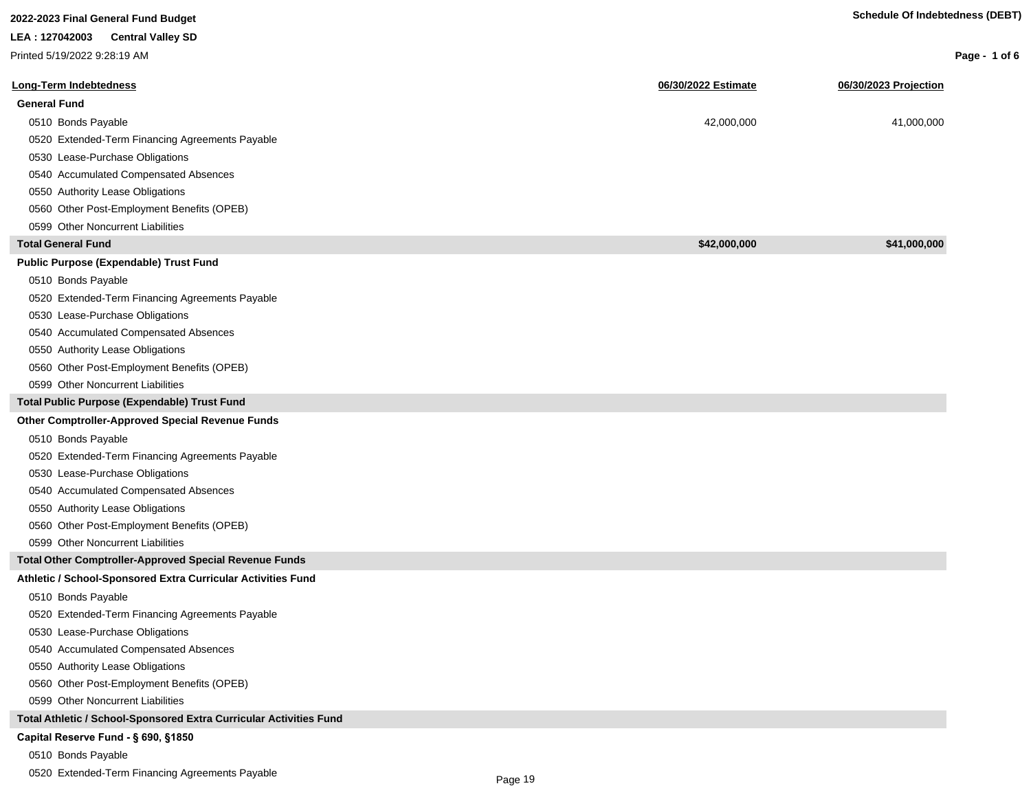**2022-2023 Final General Fund Budget**

**LEA : 127042003 Central Valley SD**

Printed 5/19/2022 9:28:19 AM

**Schedule Of Indebtedness (DEBT)**

| Long-Term Indebtedness | 06/30/2022 Estimate | 06/30/2023 Projection |
|---|---|---|
| **General Fund** | | |
| 0510 Bonds Payable | 42,000,000 | 41,000,000 |
| 0520 Extended-Term Financing Agreements Payable | | |
| 0530 Lease-Purchase Obligations | | |
| 0540 Accumulated Compensated Absences | | |
| 0550 Authority Lease Obligations | | |
| 0560 Other Post-Employment Benefits (OPEB) | | |
| 0599 Other Noncurrent Liabilities | | |
| **Total General Fund** | **$42,000,000** | **$41,000,000** |
| **Public Purpose (Expendable) Trust Fund** | | |
| 0510 Bonds Payable | | |
| 0520 Extended-Term Financing Agreements Payable | | |
| 0530 Lease-Purchase Obligations | | |
| 0540 Accumulated Compensated Absences | | |
| 0550 Authority Lease Obligations | | |
| 0560 Other Post-Employment Benefits (OPEB) | | |
| 0599 Other Noncurrent Liabilities | | |
| **Total Public Purpose (Expendable) Trust Fund** | | |
| **Other Comptroller-Approved Special Revenue Funds** | | |
| 0510 Bonds Payable | | |
| 0520 Extended-Term Financing Agreements Payable | | |
| 0530 Lease-Purchase Obligations | | |
| 0540 Accumulated Compensated Absences | | |
| 0550 Authority Lease Obligations | | |
| 0560 Other Post-Employment Benefits (OPEB) | | |
| 0599 Other Noncurrent Liabilities | | |
| **Total Other Comptroller-Approved Special Revenue Funds** | | |
| **Athletic / School-Sponsored Extra Curricular Activities Fund** | | |
| 0510 Bonds Payable | | |
| 0520 Extended-Term Financing Agreements Payable | | |
| 0530 Lease-Purchase Obligations | | |
| 0540 Accumulated Compensated Absences | | |
| 0550 Authority Lease Obligations | | |
| 0560 Other Post-Employment Benefits (OPEB) | | |
| 0599 Other Noncurrent Liabilities | | |
| **Total Athletic / School-Sponsored Extra Curricular Activities Fund** | | |
| **Capital Reserve Fund - § 690, §1850** | | |
| 0510 Bonds Payable | | |
| 0520 Extended-Term Financing Agreements Payable | | |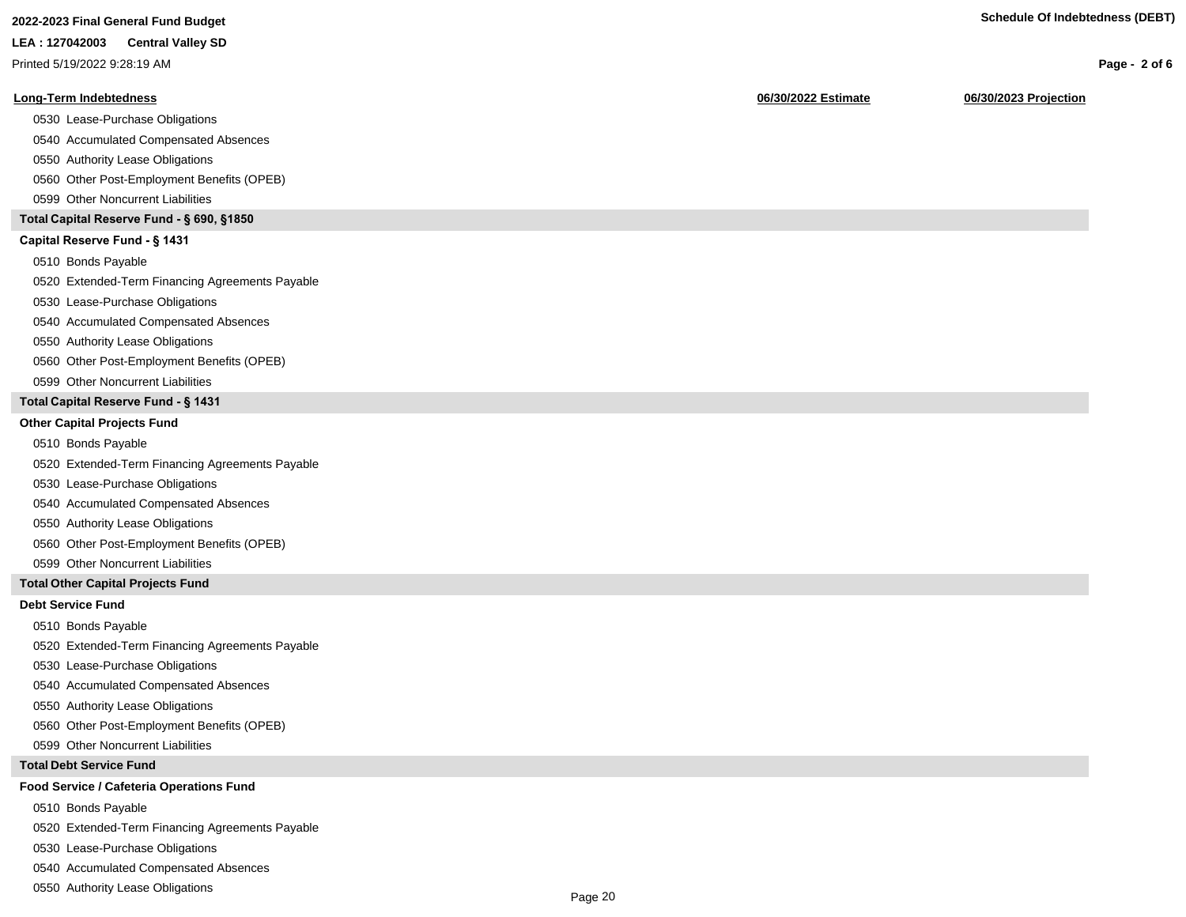**2022-2023 Final General Fund Budget**

**LEA : 127042003 Central Valley SD**

Printed 5/19/2022 9:28:19 AM

**Schedule Of Indebtedness (DEBT)**

| Long-Term Indebtedness | 06/30/2022 Estimate | 06/30/2023 Projection |
|---|---|---|
| 0530 Lease-Purchase Obligations | | |
| 0540 Accumulated Compensated Absences | | |
| 0550 Authority Lease Obligations | | |
| 0560 Other Post-Employment Benefits (OPEB) | | |
| 0599 Other Noncurrent Liabilities | | |
| **Total Capital Reserve Fund - § 690, §1850** | | |
| **Capital Reserve Fund - § 1431** | | |
| 0510 Bonds Payable | | |
| 0520 Extended-Term Financing Agreements Payable | | |
| 0530 Lease-Purchase Obligations | | |
| 0540 Accumulated Compensated Absences | | |
| 0550 Authority Lease Obligations | | |
| 0560 Other Post-Employment Benefits (OPEB) | | |
| 0599 Other Noncurrent Liabilities | | |
| **Total Capital Reserve Fund - § 1431** | | |
| **Other Capital Projects Fund** | | |
| 0510 Bonds Payable | | |
| 0520 Extended-Term Financing Agreements Payable | | |
| 0530 Lease-Purchase Obligations | | |
| 0540 Accumulated Compensated Absences | | |
| 0550 Authority Lease Obligations | | |
| 0560 Other Post-Employment Benefits (OPEB) | | |
| 0599 Other Noncurrent Liabilities | | |
| **Total Other Capital Projects Fund** | | |
| **Debt Service Fund** | | |
| 0510 Bonds Payable | | |
| 0520 Extended-Term Financing Agreements Payable | | |
| 0530 Lease-Purchase Obligations | | |
| 0540 Accumulated Compensated Absences | | |
| 0550 Authority Lease Obligations | | |
| 0560 Other Post-Employment Benefits (OPEB) | | |
| 0599 Other Noncurrent Liabilities | | |
| **Total Debt Service Fund** | | |
| **Food Service / Cafeteria Operations Fund** | | |
| 0510 Bonds Payable | | |
| 0520 Extended-Term Financing Agreements Payable | | |
| 0530 Lease-Purchase Obligations | | |
| 0540 Accumulated Compensated Absences | | |
| 0550 Authority Lease Obligations | | |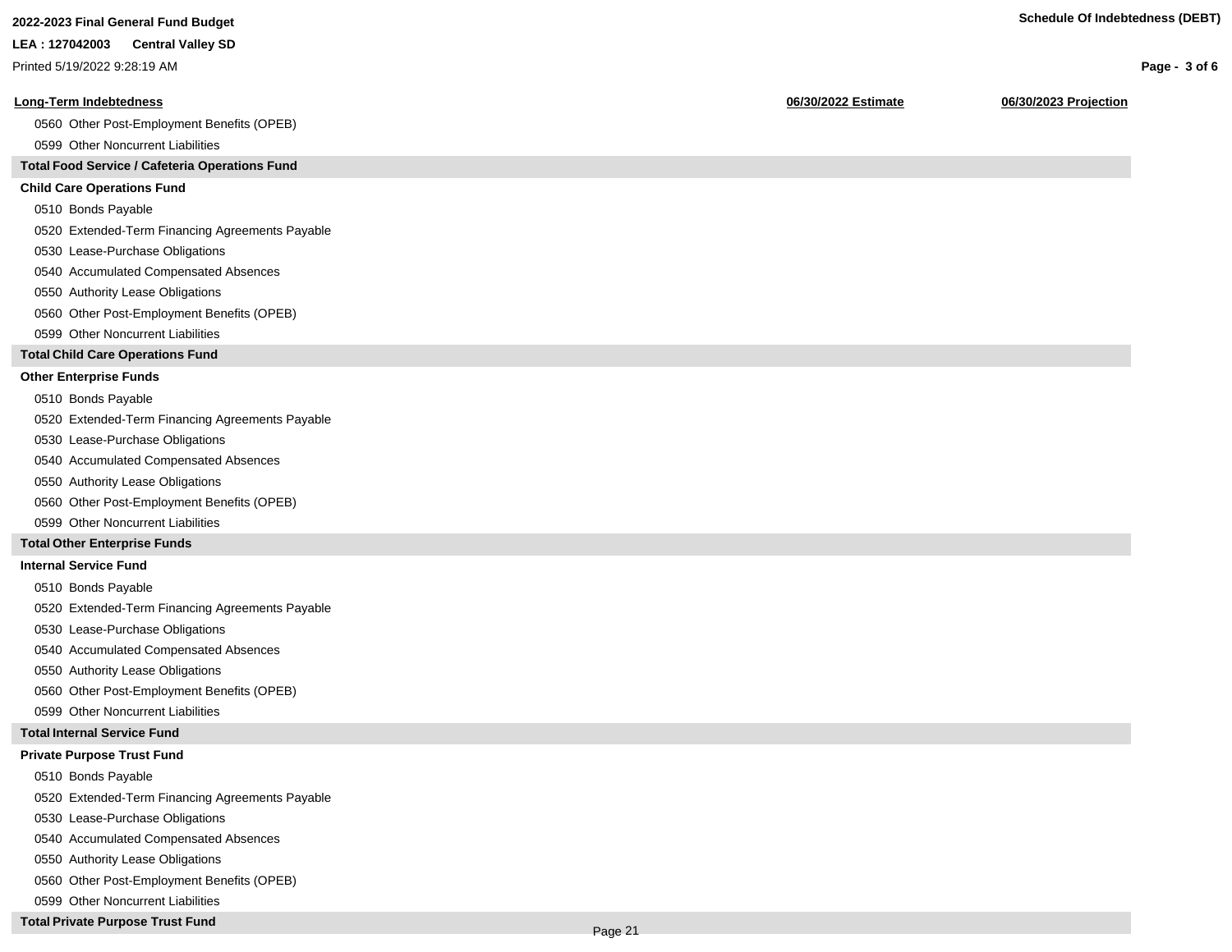| Long-Term Indebtedness | 06/30/2022 Estimate | 06/30/2023 Projection |
|---|---|---|
| 0560 Other Post-Employment Benefits (OPEB) | | |
| 0599 Other Noncurrent Liabilities | | |
| **Total Food Service / Cafeteria Operations Fund** | | |
| **Child Care Operations Fund** | | |
| 0510 Bonds Payable | | |
| 0520 Extended-Term Financing Agreements Payable | | |
| 0530 Lease-Purchase Obligations | | |
| 0540 Accumulated Compensated Absences | | |
| 0550 Authority Lease Obligations | | |
| 0560 Other Post-Employment Benefits (OPEB) | | |
| 0599 Other Noncurrent Liabilities | | |
| **Total Child Care Operations Fund** | | |
| **Other Enterprise Funds** | | |
| 0510 Bonds Payable | | |
| 0520 Extended-Term Financing Agreements Payable | | |
| 0530 Lease-Purchase Obligations | | |
| 0540 Accumulated Compensated Absences | | |
| 0550 Authority Lease Obligations | | |
| 0560 Other Post-Employment Benefits (OPEB) | | |
| 0599 Other Noncurrent Liabilities | | |
| **Total Other Enterprise Funds** | | |
| **Internal Service Fund** | | |
| 0510 Bonds Payable | | |
| 0520 Extended-Term Financing Agreements Payable | | |
| 0530 Lease-Purchase Obligations | | |
| 0540 Accumulated Compensated Absences | | |
| 0550 Authority Lease Obligations | | |
| 0560 Other Post-Employment Benefits (OPEB) | | |
| 0599 Other Noncurrent Liabilities | | |
| **Total Internal Service Fund** | | |
| **Private Purpose Trust Fund** | | |
| 0510 Bonds Payable | | |
| 0520 Extended-Term Financing Agreements Payable | | |
| 0530 Lease-Purchase Obligations | | |
| 0540 Accumulated Compensated Absences | | |
| 0550 Authority Lease Obligations | | |
| 0560 Other Post-Employment Benefits (OPEB) | | |
| 0599 Other Noncurrent Liabilities | | |
| **Total Private Purpose Trust Fund** | | |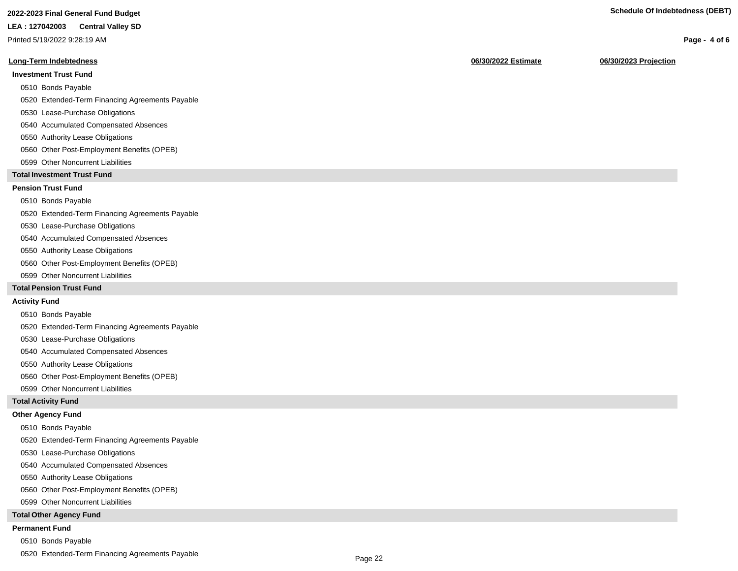**2022-2023 Final General Fund Budget**

**LEA : 127042003 Central Valley SD**

Printed 5/19/2022 9:28:19 AM

**Schedule Of Indebtedness (DEBT)**

| Long-Term Indebtedness | 06/30/2022 Estimate | 06/30/2023 Projection |
|---|---|---|
| **Investment Trust Fund** | | |
| 0510 Bonds Payable | | |
| 0520 Extended-Term Financing Agreements Payable | | |
| 0530 Lease-Purchase Obligations | | |
| 0540 Accumulated Compensated Absences | | |
| 0550 Authority Lease Obligations | | |
| 0560 Other Post-Employment Benefits (OPEB) | | |
| 0599 Other Noncurrent Liabilities | | |
| **Total Investment Trust Fund** | | |
| **Pension Trust Fund** | | |
| 0510 Bonds Payable | | |
| 0520 Extended-Term Financing Agreements Payable | | |
| 0530 Lease-Purchase Obligations | | |
| 0540 Accumulated Compensated Absences | | |
| 0550 Authority Lease Obligations | | |
| 0560 Other Post-Employment Benefits (OPEB) | | |
| 0599 Other Noncurrent Liabilities | | |
| **Total Pension Trust Fund** | | |
| **Activity Fund** | | |
| 0510 Bonds Payable | | |
| 0520 Extended-Term Financing Agreements Payable | | |
| 0530 Lease-Purchase Obligations | | |
| 0540 Accumulated Compensated Absences | | |
| 0550 Authority Lease Obligations | | |
| 0560 Other Post-Employment Benefits (OPEB) | | |
| 0599 Other Noncurrent Liabilities | | |
| **Total Activity Fund** | | |
| **Other Agency Fund** | | |
| 0510 Bonds Payable | | |
| 0520 Extended-Term Financing Agreements Payable | | |
| 0530 Lease-Purchase Obligations | | |
| 0540 Accumulated Compensated Absences | | |
| 0550 Authority Lease Obligations | | |
| 0560 Other Post-Employment Benefits (OPEB) | | |
| 0599 Other Noncurrent Liabilities | | |
| **Total Other Agency Fund** | | |
| **Permanent Fund** | | |
| 0510 Bonds Payable | | |
| 0520 Extended-Term Financing Agreements Payable | | |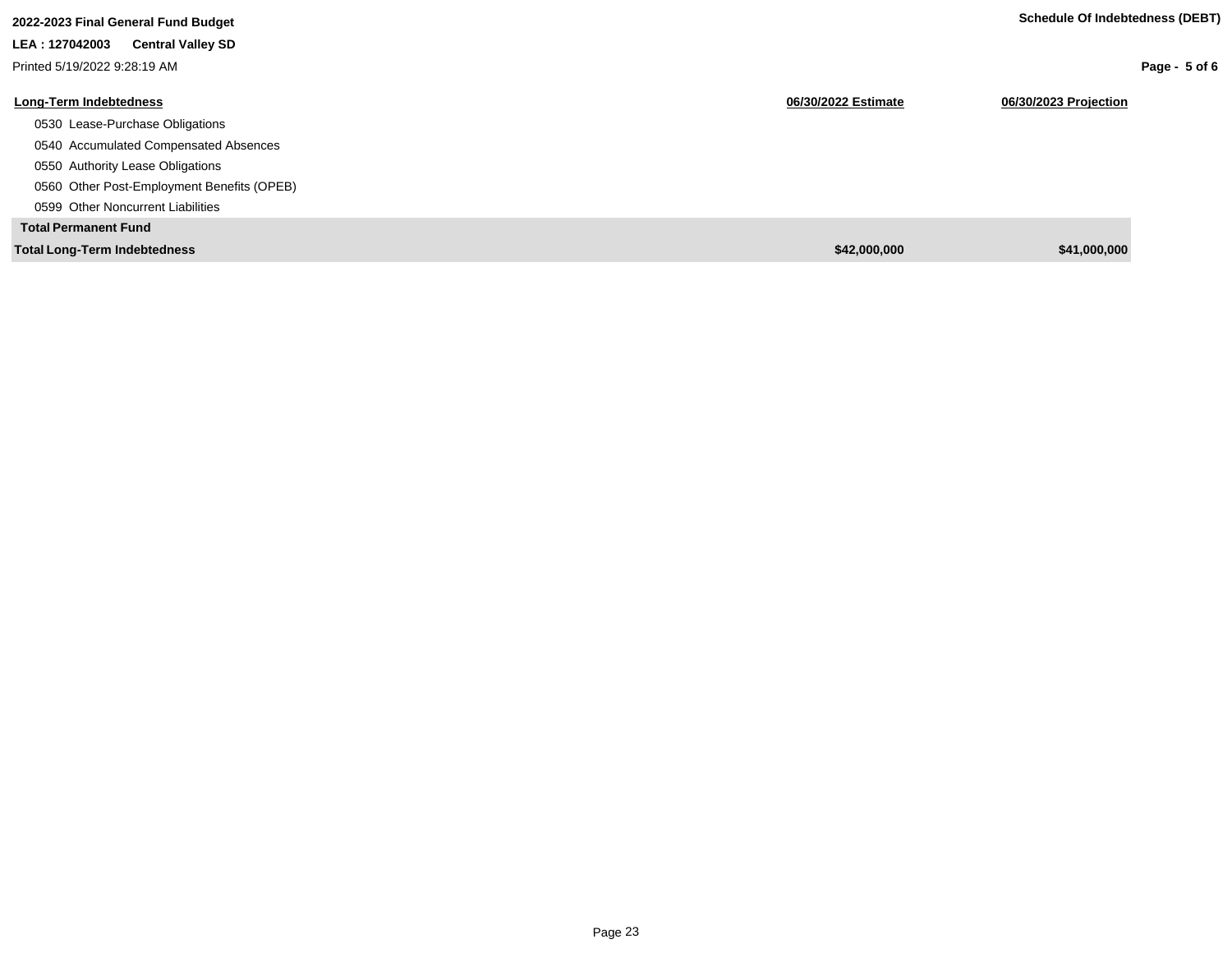**2022-2023 Final General Fund Budget**

**LEA : 127042003 Central Valley SD**

Printed 5/19/2022 9:28:19 AM

**Schedule Of Indebtedness (DEBT)**

| Long-Term Indebtedness | 06/30/2022 Estimate | 06/30/2023 Projection |
|---|---|---|
| 0530 Lease-Purchase Obligations | | |
| 0540 Accumulated Compensated Absences | | |
| 0550 Authority Lease Obligations | | |
| 0560 Other Post-Employment Benefits (OPEB) | | |
| 0599 Other Noncurrent Liabilities | | |
| **Total Permanent Fund** | | |
| **Total Long-Term Indebtedness** | **$42,000,000** | **$41,000,000** |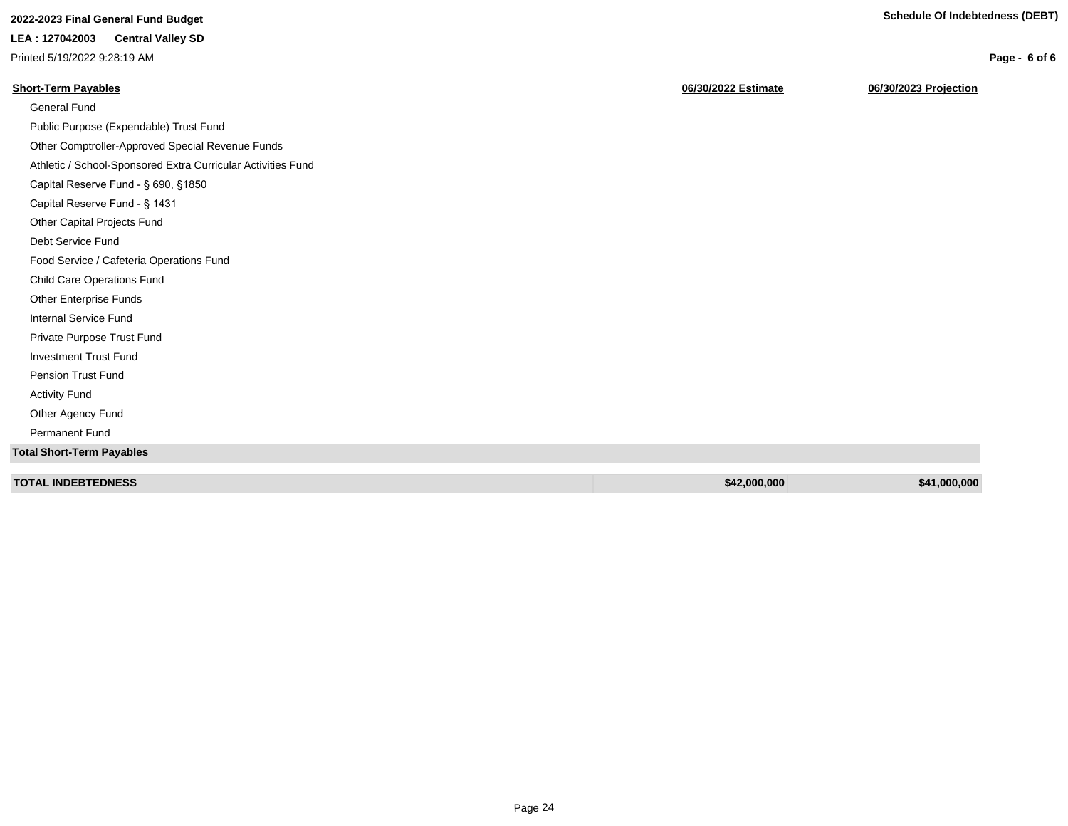| Short-Term Payables | 06/30/2022 Estimate | 06/30/2023 Projection |
|---|---|---|
| General Fund | | |
| Public Purpose (Expendable) Trust Fund | | |
| Other Comptroller-Approved Special Revenue Funds | | |
| Athletic / School-Sponsored Extra Curricular Activities Fund | | |
| Capital Reserve Fund - § 690, §1850 | | |
| Capital Reserve Fund - § 1431 | | |
| Other Capital Projects Fund | | |
| Debt Service Fund | | |
| Food Service / Cafeteria Operations Fund | | |
| Child Care Operations Fund | | |
| Other Enterprise Funds | | |
| Internal Service Fund | | |
| Private Purpose Trust Fund | | |
| Investment Trust Fund | | |
| Pension Trust Fund | | |
| Activity Fund | | |
| Other Agency Fund | | |
| Permanent Fund | | |
| **Total Short-Term Payables** | | |
| **TOTAL INDEBTEDNESS** | **$42,000,000** | **$41,000,000** |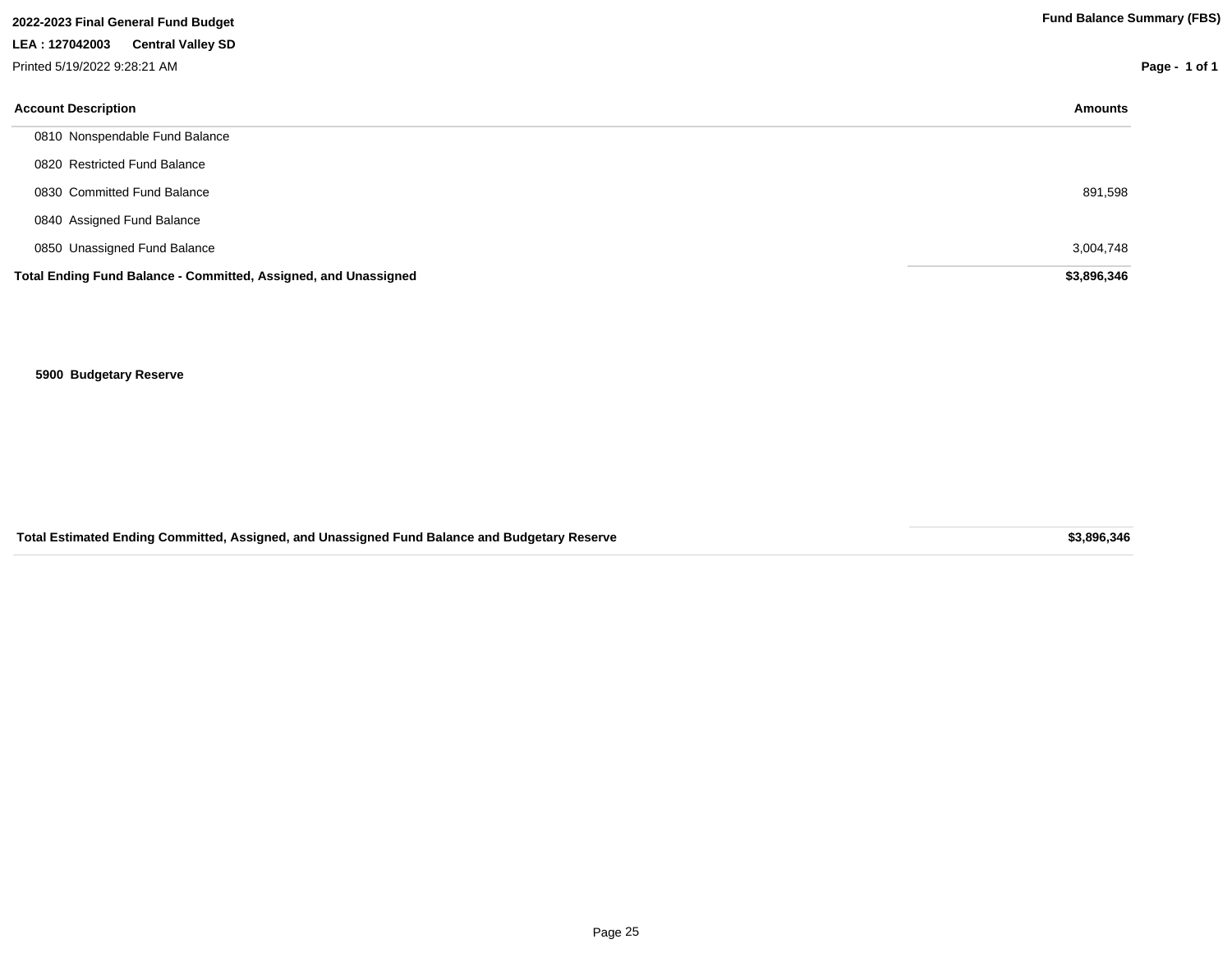**2022-2023 Final General Fund Budget**

**LEA : 127042003 Central Valley SD**

Printed 5/19/2022 9:28:21 AM

**Fund Balance Summary (FBS)**

| Account Description | Amounts |
|---|---|
| 0810 Nonspendable Fund Balance | |
| 0820 Restricted Fund Balance | |
| 0830 Committed Fund Balance | 891,598 |
| 0840 Assigned Fund Balance | |
| 0850 Unassigned Fund Balance | 3,004,748 |
| **Total Ending Fund Balance - Committed, Assigned, and Unassigned** | **$3,896,346** |

**5900 Budgetary Reserve**

| | |
|---|---|
| **Total Estimated Ending Committed, Assigned, and Unassigned Fund Balance and Budgetary Reserve** | **$3,896,346** |